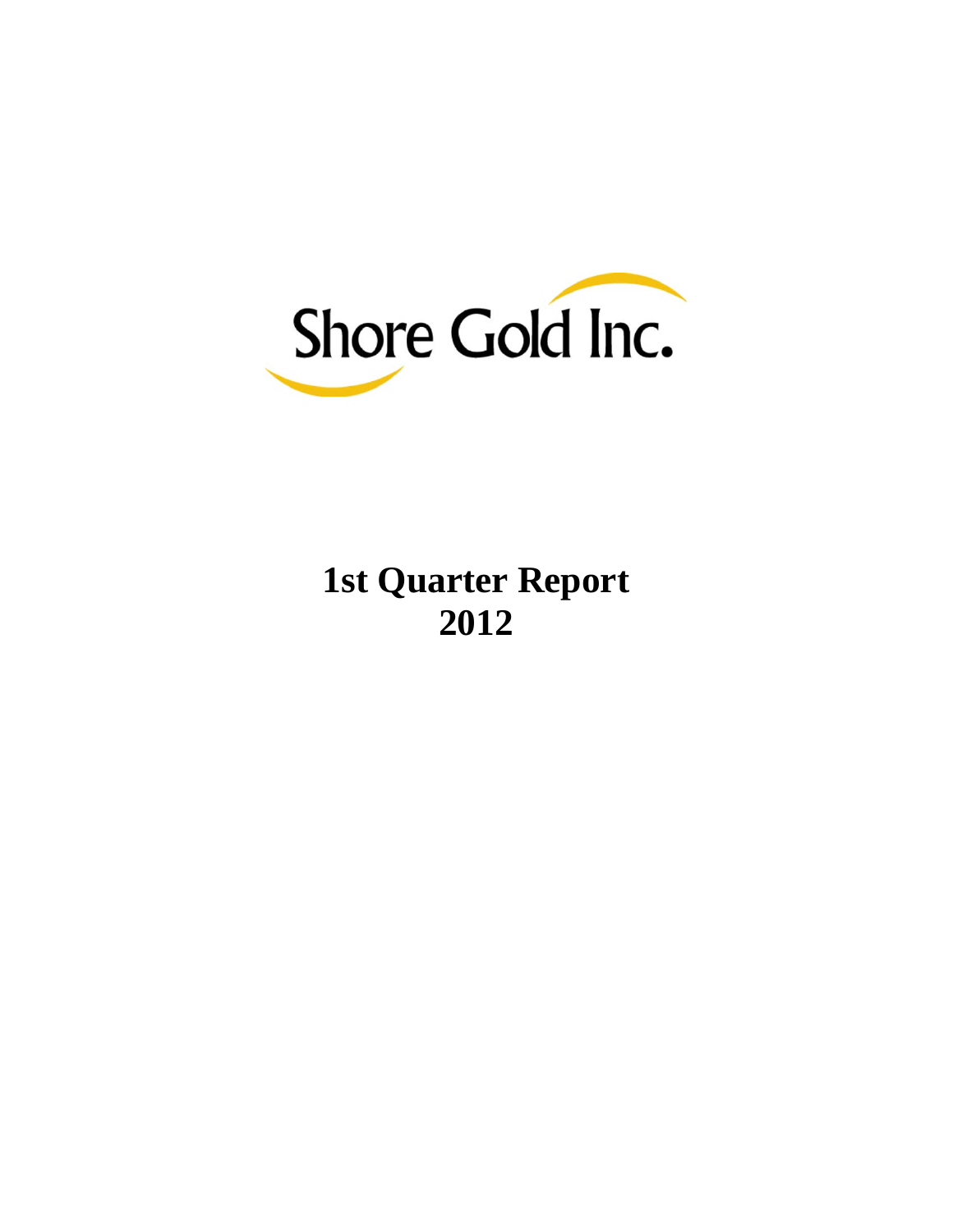Shore Gold Inc.

# 1st Quarter Report 2012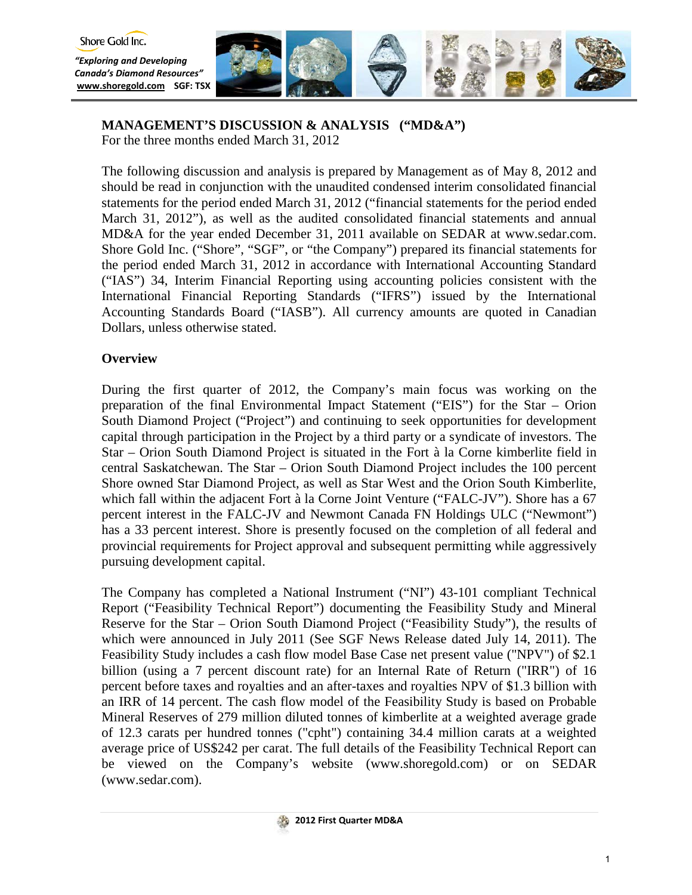# MANAGEMENT'S DISCUSSION & ANALYSIS ("MD&A")

For the three months ended March 31, 2012

The following discussion and analysis is prepared by Management as of May 8, 2012 and should be read in conjunction with the unaudited condensed interim consolidated financial statements for the period ended March 31, 2012 ("financial statements for the period ended March 31, 2012"), as well as the audited consolidated financial statements and annual MD&A for the year ended December 31, 2011 available on SEDAR at www.sedar.com. Shore Gold Inc. ("Shore", "SGF", or "the Company") prepared its financial statements for the period ended March 31, 2012 in accordance with International Accounting Standard ("IAS") 34, Interim Financial Reporting using accounting policies consistent with the International Financial Reporting Standards ("IFRS") issued by the International Accounting Standards Board ("IASB"). All currency amounts are quoted in Canadian Dollars, unless otherwise stated.

## Overview

During the first quarter of 2012, the Company's main focus was working on the preparation of the final Environmental Impact Statement ("EIS") for the Star – Orion South Diamond Project ("Project") and continuing to seek opportunities for development capital through participation in the Project by a third party or a syndicate of investors. The Star – Orion South Diamond Project is situated in the Fort à la Corne kimberlite field in central Saskatchewan. The Star – Orion South Diamond Project includes the 100 percent Shore owned Star Diamond Project, as well as Star West and the Orion South Kimberlite, which fall within the adjacent Fort à la Corne Joint Venture ("FALC-JV"). Shore has a 67 percent interest in the FALC-JV and Newmont Canada FN Holdings ULC ("Newmont") has a 33 percent interest. Shore is presently focused on the completion of all federal and provincial requirements for Project approval and subsequent permitting while aggressively pursuing development capital.

The Company has completed a National Instrument ("NI") 43-101 compliant Technical Report ("Feasibility Technical Report") documenting the Feasibility Study and Mineral Reserve for the Star – Orion South Diamond Project ("Feasibility Study"), the results of which were announced in July 2011 (See SGF News Release dated July 14, 2011). The Feasibility Study includes a cash flow model Base Case net present value ("NPV") of $2.1 billion (using a 7 percent discount rate) for an Internal Rate of Return ("IRR") of 16 percent before taxes and royalties and an after-taxes and royalties NPV of $1.3 billion with an IRR of 14 percent. The cash flow model of the Feasibility Study is based on Probable Mineral Reserves of 279 million diluted tonnes of kimberlite at a weighted average grade of 12.3 carats per hundred tonnes ("cpht") containing 34.4 million carats at a weighted average price of US$242 per carat. The full details of the Feasibility Technical Report can be viewed on the Company's website (www.shoregold.com) or on SEDAR (www.sedar.com).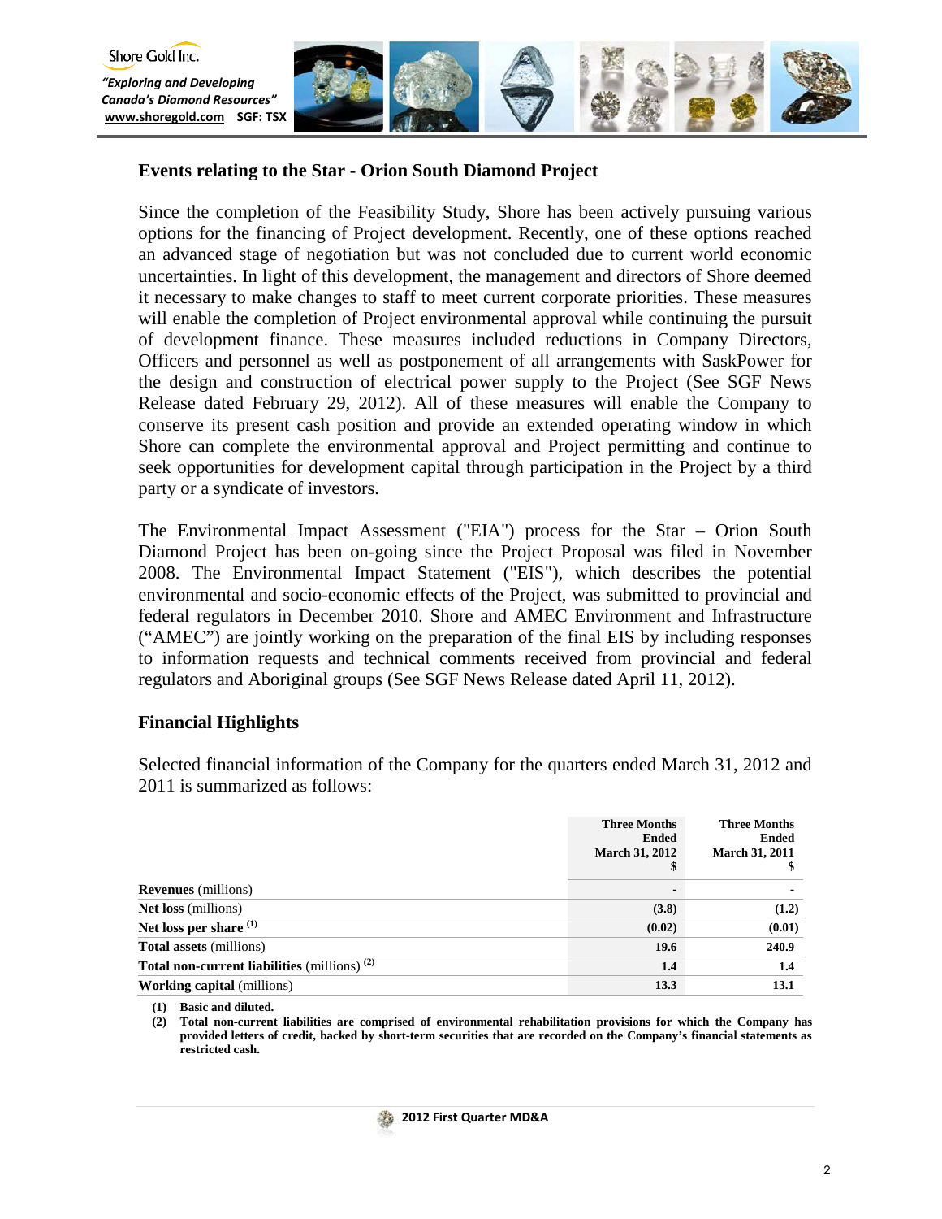## Events relating to the Star - Orion South Diamond Project

Since the completion of the Feasibility Study, Shore has been actively pursuing various options for the financing of Project development. Recently, one of these options reached an advanced stage of negotiation but was not concluded due to current world economic uncertainties. In light of this development, the management and directors of Shore deemed it necessary to make changes to staff to meet current corporate priorities. These measures will enable the completion of Project environmental approval while continuing the pursuit of development finance. These measures included reductions in Company Directors, Officers and personnel as well as postponement of all arrangements with SaskPower for the design and construction of electrical power supply to the Project (See SGF News Release dated February 29, 2012). All of these measures will enable the Company to conserve its present cash position and provide an extended operating window in which Shore can complete the environmental approval and Project permitting and continue to seek opportunities for development capital through participation in the Project by a third party or a syndicate of investors.

The Environmental Impact Assessment ("EIA") process for the Star – Orion South Diamond Project has been on-going since the Project Proposal was filed in November 2008. The Environmental Impact Statement ("EIS"), which describes the potential environmental and socio-economic effects of the Project, was submitted to provincial and federal regulators in December 2010. Shore and AMEC Environment and Infrastructure ("AMEC") are jointly working on the preparation of the final EIS by including responses to information requests and technical comments received from provincial and federal regulators and Aboriginal groups (See SGF News Release dated April 11, 2012).

## Financial Highlights

Selected financial information of the Company for the quarters ended March 31, 2012 and 2011 is summarized as follows:

| | **Three Months Ended March 31, 2012 $** | **Three Months Ended March 31, 2011 $** |
|---|---|---|
| **Revenues** (millions) | - | - |
| **Net loss** (millions) | **(3.8)** | **(1.2)** |
| **Net loss per share** [(1)] | **(0.02)** | **(0.01)** |
| **Total assets** (millions) | **19.6** | **240.9** |
| **Total non-current liabilities** (millions) [(2)] | **1.4** | **1.4** |
| **Working capital** (millions) | **13.3** | **13.1** |

**(1) Basic and diluted.**

**(2) Total non-current liabilities are comprised of environmental rehabilitation provisions for which the Company has provided letters of credit, backed by short-term securities that are recorded on the Company's financial statements as restricted cash.**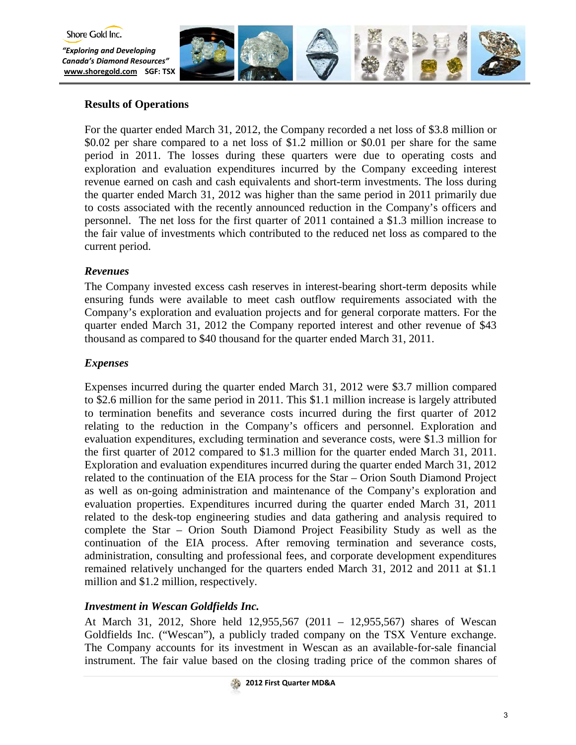## Results of Operations

For the quarter ended March 31, 2012, the Company recorded a net loss of $3.8 million or $0.02 per share compared to a net loss of $1.2 million or $0.01 per share for the same period in 2011. The losses during these quarters were due to operating costs and exploration and evaluation expenditures incurred by the Company exceeding interest revenue earned on cash and cash equivalents and short-term investments. The loss during the quarter ended March 31, 2012 was higher than the same period in 2011 primarily due to costs associated with the recently announced reduction in the Company's officers and personnel. The net loss for the first quarter of 2011 contained a $1.3 million increase to the fair value of investments which contributed to the reduced net loss as compared to the current period.

### *Revenues*

The Company invested excess cash reserves in interest-bearing short-term deposits while ensuring funds were available to meet cash outflow requirements associated with the Company's exploration and evaluation projects and for general corporate matters. For the quarter ended March 31, 2012 the Company reported interest and other revenue of $43 thousand as compared to $40 thousand for the quarter ended March 31, 2011.

### *Expenses*

Expenses incurred during the quarter ended March 31, 2012 were $3.7 million compared to $2.6 million for the same period in 2011. This $1.1 million increase is largely attributed to termination benefits and severance costs incurred during the first quarter of 2012 relating to the reduction in the Company's officers and personnel. Exploration and evaluation expenditures, excluding termination and severance costs, were $1.3 million for the first quarter of 2012 compared to $1.3 million for the quarter ended March 31, 2011. Exploration and evaluation expenditures incurred during the quarter ended March 31, 2012 related to the continuation of the EIA process for the Star – Orion South Diamond Project as well as on-going administration and maintenance of the Company's exploration and evaluation properties. Expenditures incurred during the quarter ended March 31, 2011 related to the desk-top engineering studies and data gathering and analysis required to complete the Star – Orion South Diamond Project Feasibility Study as well as the continuation of the EIA process. After removing termination and severance costs, administration, consulting and professional fees, and corporate development expenditures remained relatively unchanged for the quarters ended March 31, 2012 and 2011 at $1.1 million and $1.2 million, respectively.

### *Investment in Wescan Goldfields Inc.*

At March 31, 2012, Shore held 12,955,567 (2011 – 12,955,567) shares of Wescan Goldfields Inc. ("Wescan"), a publicly traded company on the TSX Venture exchange. The Company accounts for its investment in Wescan as an available-for-sale financial instrument. The fair value based on the closing trading price of the common shares of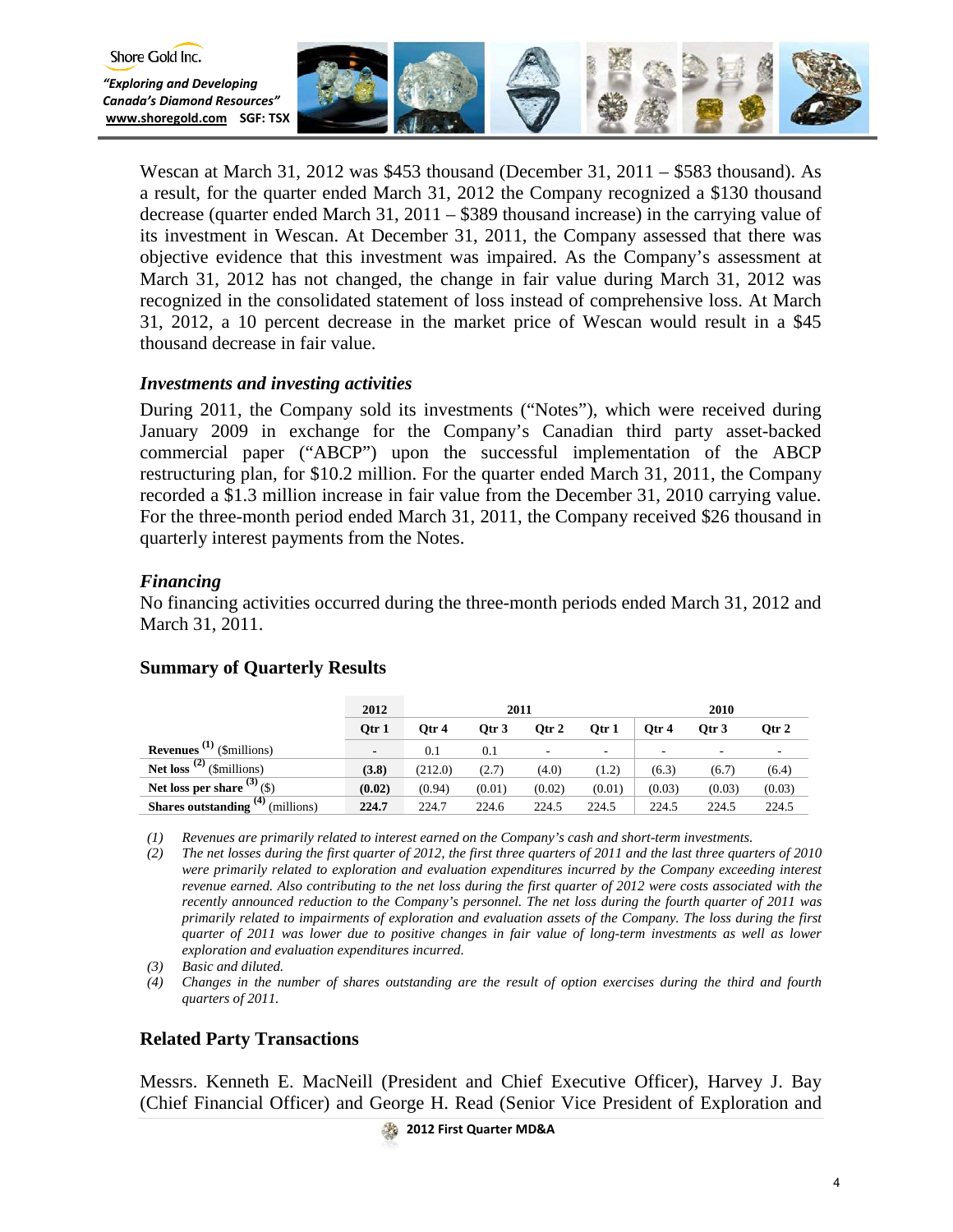Wescan at March 31, 2012 was $453 thousand (December 31, 2011 – $583 thousand). As a result, for the quarter ended March 31, 2012 the Company recognized a $130 thousand decrease (quarter ended March 31, 2011 – $389 thousand increase) in the carrying value of its investment in Wescan. At December 31, 2011, the Company assessed that there was objective evidence that this investment was impaired. As the Company's assessment at March 31, 2012 has not changed, the change in fair value during March 31, 2012 was recognized in the consolidated statement of loss instead of comprehensive loss. At March 31, 2012, a 10 percent decrease in the market price of Wescan would result in a $45 thousand decrease in fair value.

### *Investments and investing activities*

During 2011, the Company sold its investments ("Notes"), which were received during January 2009 in exchange for the Company's Canadian third party asset-backed commercial paper ("ABCP") upon the successful implementation of the ABCP restructuring plan, for $10.2 million. For the quarter ended March 31, 2011, the Company recorded a $1.3 million increase in fair value from the December 31, 2010 carrying value. For the three-month period ended March 31, 2011, the Company received $26 thousand in quarterly interest payments from the Notes.

### *Financing*

No financing activities occurred during the three-month periods ended March 31, 2012 and March 31, 2011.

## Summary of Quarterly Results

| | 2012 | 2011 | | | | 2010 | | |
|---|---|---|---|---|---|---|---|---|
| | **Qtr 1** | **Qtr 4** | **Qtr 3** | **Qtr 2** | **Qtr 1** | **Qtr 4** | **Qtr 3** | **Qtr 2** |
| **Revenues** (1) ($millions) | - | 0.1 | 0.1 | - | - | - | - | - |
| **Net loss** (2) ($millions) | **(3.8)** | (212.0) | (2.7) | (4.0) | (1.2) | (6.3) | (6.7) | (6.4) |
| **Net loss per share** (3) ($) | **(0.02)** | (0.94) | (0.01) | (0.02) | (0.01) | (0.03) | (0.03) | (0.03) |
| **Shares outstanding** (4) (millions) | **224.7** | 224.7 | 224.6 | 224.5 | 224.5 | 224.5 | 224.5 | 224.5 |

*(1) Revenues are primarily related to interest earned on the Company's cash and short-term investments.*

*(2) The net losses during the first quarter of 2012, the first three quarters of 2011 and the last three quarters of 2010 were primarily related to exploration and evaluation expenditures incurred by the Company exceeding interest revenue earned. Also contributing to the net loss during the first quarter of 2012 were costs associated with the recently announced reduction to the Company's personnel. The net loss during the fourth quarter of 2011 was primarily related to impairments of exploration and evaluation assets of the Company. The loss during the first quarter of 2011 was lower due to positive changes in fair value of long-term investments as well as lower exploration and evaluation expenditures incurred.*

*(3) Basic and diluted.*

*(4) Changes in the number of shares outstanding are the result of option exercises during the third and fourth quarters of 2011.*

## Related Party Transactions

Messrs. Kenneth E. MacNeill (President and Chief Executive Officer), Harvey J. Bay (Chief Financial Officer) and George H. Read (Senior Vice President of Exploration and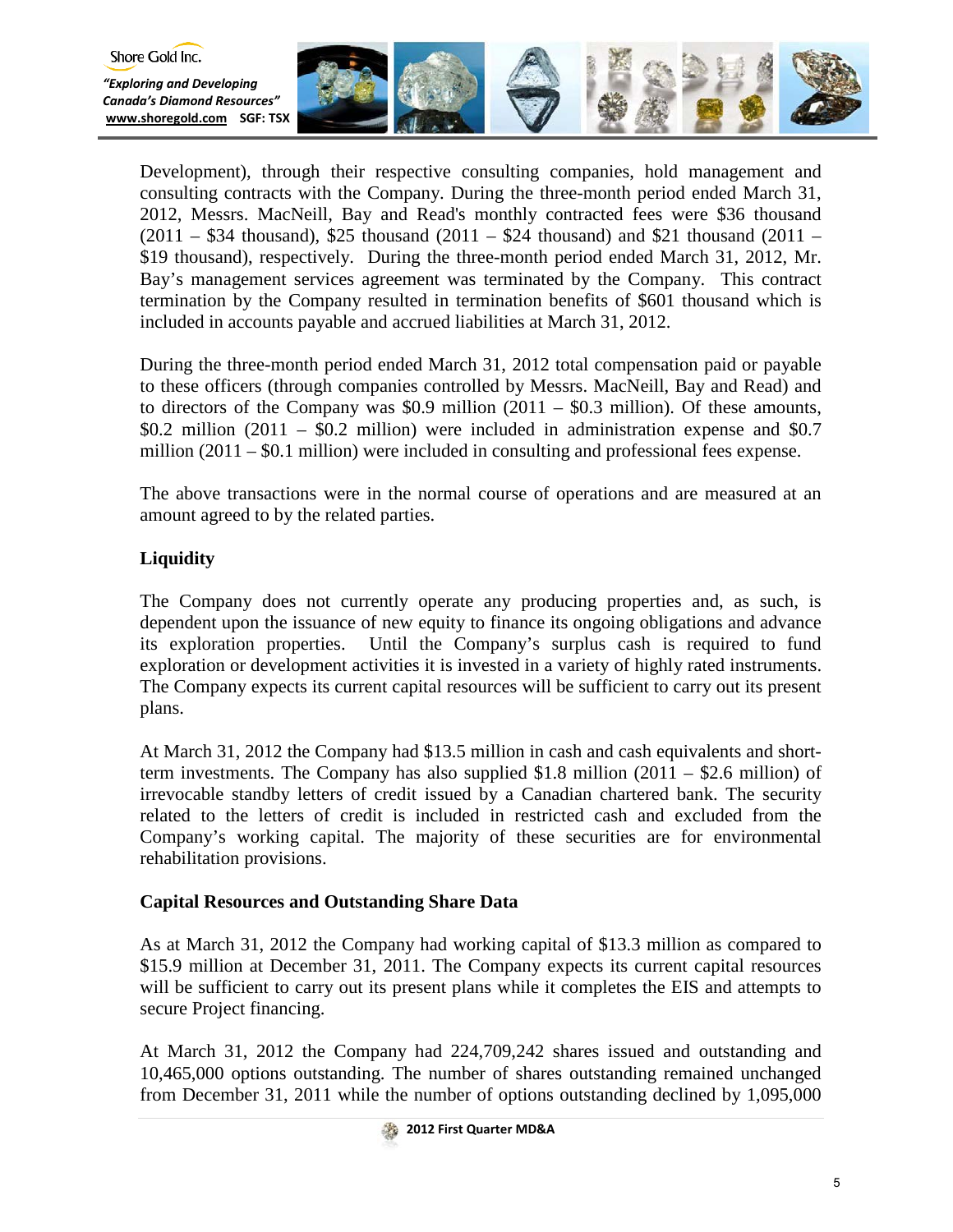Development), through their respective consulting companies, hold management and consulting contracts with the Company. During the three-month period ended March 31, 2012, Messrs. MacNeill, Bay and Read's monthly contracted fees were $36 thousand (2011 – $34 thousand), $25 thousand (2011 – $24 thousand) and $21 thousand (2011 – $19 thousand), respectively. During the three-month period ended March 31, 2012, Mr. Bay's management services agreement was terminated by the Company. This contract termination by the Company resulted in termination benefits of $601 thousand which is included in accounts payable and accrued liabilities at March 31, 2012.

During the three-month period ended March 31, 2012 total compensation paid or payable to these officers (through companies controlled by Messrs. MacNeill, Bay and Read) and to directors of the Company was $0.9 million (2011 – $0.3 million). Of these amounts, $0.2 million (2011 – $0.2 million) were included in administration expense and $0.7 million (2011 – $0.1 million) were included in consulting and professional fees expense.

The above transactions were in the normal course of operations and are measured at an amount agreed to by the related parties.

## Liquidity

The Company does not currently operate any producing properties and, as such, is dependent upon the issuance of new equity to finance its ongoing obligations and advance its exploration properties. Until the Company's surplus cash is required to fund exploration or development activities it is invested in a variety of highly rated instruments. The Company expects its current capital resources will be sufficient to carry out its present plans.

At March 31, 2012 the Company had $13.5 million in cash and cash equivalents and short-term investments. The Company has also supplied $1.8 million (2011 – $2.6 million) of irrevocable standby letters of credit issued by a Canadian chartered bank. The security related to the letters of credit is included in restricted cash and excluded from the Company's working capital. The majority of these securities are for environmental rehabilitation provisions.

## Capital Resources and Outstanding Share Data

As at March 31, 2012 the Company had working capital of $13.3 million as compared to $15.9 million at December 31, 2011. The Company expects its current capital resources will be sufficient to carry out its present plans while it completes the EIS and attempts to secure Project financing.

At March 31, 2012 the Company had 224,709,242 shares issued and outstanding and 10,465,000 options outstanding. The number of shares outstanding remained unchanged from December 31, 2011 while the number of options outstanding declined by 1,095,000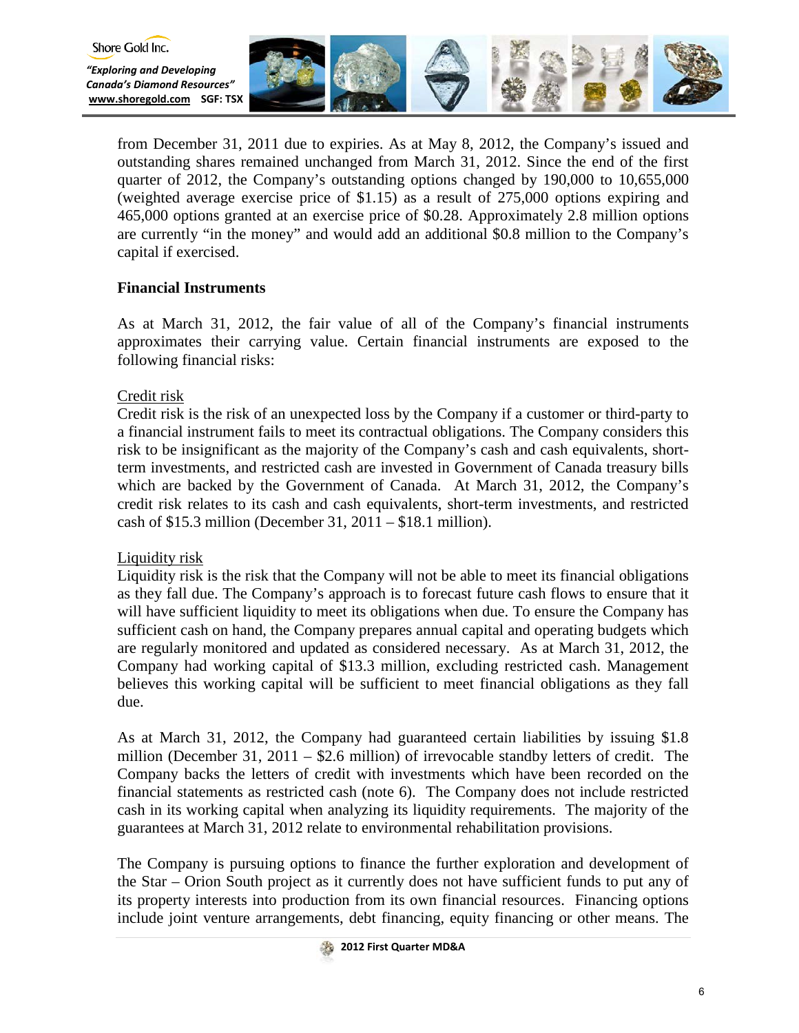from December 31, 2011 due to expiries. As at May 8, 2012, the Company's issued and outstanding shares remained unchanged from March 31, 2012. Since the end of the first quarter of 2012, the Company's outstanding options changed by 190,000 to 10,655,000 (weighted average exercise price of $1.15) as a result of 275,000 options expiring and 465,000 options granted at an exercise price of $0.28. Approximately 2.8 million options are currently "in the money" and would add an additional $0.8 million to the Company's capital if exercised.

**Financial Instruments**

As at March 31, 2012, the fair value of all of the Company's financial instruments approximates their carrying value. Certain financial instruments are exposed to the following financial risks:

<u>Credit risk</u>
Credit risk is the risk of an unexpected loss by the Company if a customer or third-party to a financial instrument fails to meet its contractual obligations. The Company considers this risk to be insignificant as the majority of the Company's cash and cash equivalents, short-term investments, and restricted cash are invested in Government of Canada treasury bills which are backed by the Government of Canada. At March 31, 2012, the Company's credit risk relates to its cash and cash equivalents, short-term investments, and restricted cash of $15.3 million (December 31, 2011 – $18.1 million).

<u>Liquidity risk</u>
Liquidity risk is the risk that the Company will not be able to meet its financial obligations as they fall due. The Company's approach is to forecast future cash flows to ensure that it will have sufficient liquidity to meet its obligations when due. To ensure the Company has sufficient cash on hand, the Company prepares annual capital and operating budgets which are regularly monitored and updated as considered necessary. As at March 31, 2012, the Company had working capital of $13.3 million, excluding restricted cash. Management believes this working capital will be sufficient to meet financial obligations as they fall due.

As at March 31, 2012, the Company had guaranteed certain liabilities by issuing $1.8 million (December 31, 2011 – $2.6 million) of irrevocable standby letters of credit. The Company backs the letters of credit with investments which have been recorded on the financial statements as restricted cash (note 6). The Company does not include restricted cash in its working capital when analyzing its liquidity requirements. The majority of the guarantees at March 31, 2012 relate to environmental rehabilitation provisions.

The Company is pursuing options to finance the further exploration and development of the Star – Orion South project as it currently does not have sufficient funds to put any of its property interests into production from its own financial resources. Financing options include joint venture arrangements, debt financing, equity financing or other means. The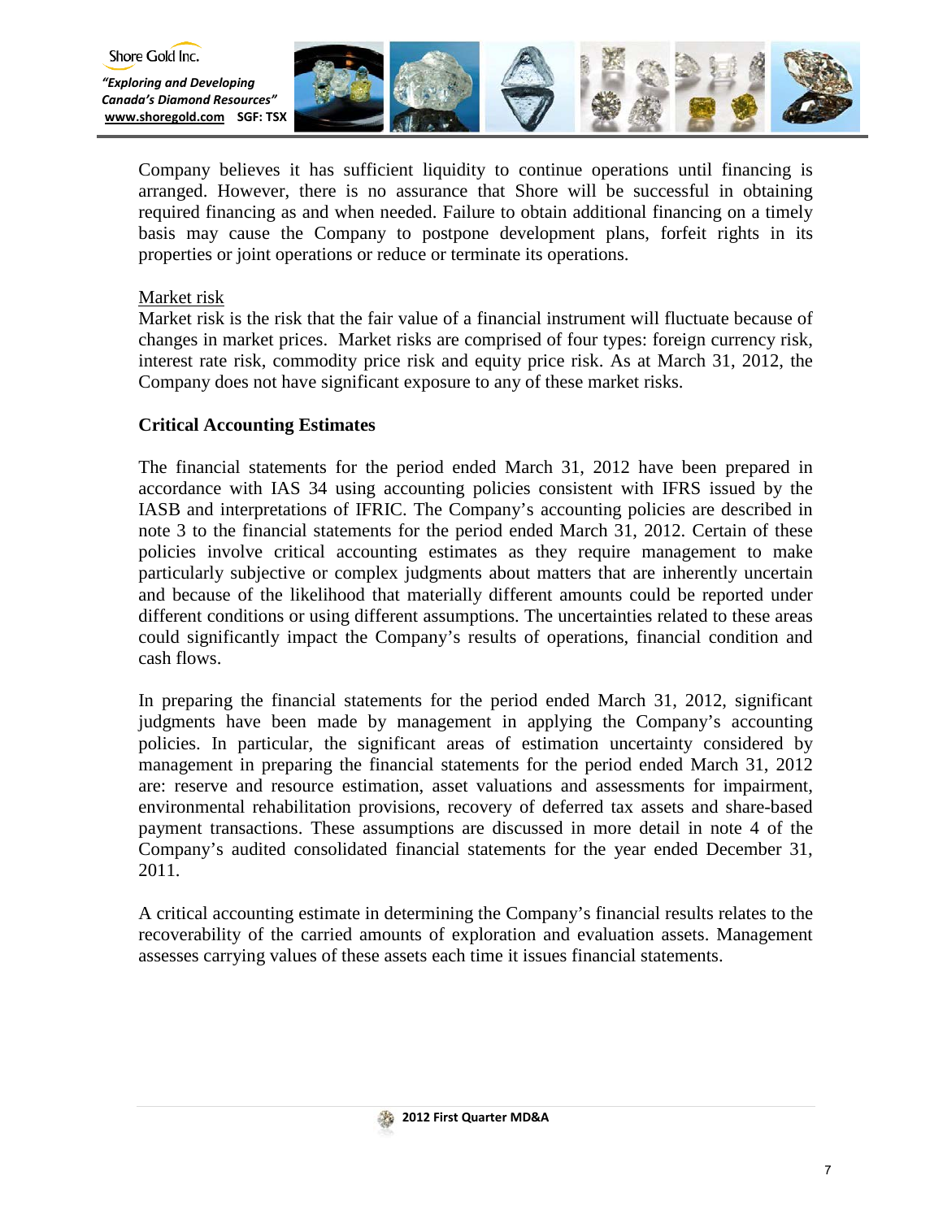Company believes it has sufficient liquidity to continue operations until financing is arranged. However, there is no assurance that Shore will be successful in obtaining required financing as and when needed. Failure to obtain additional financing on a timely basis may cause the Company to postpone development plans, forfeit rights in its properties or joint operations or reduce or terminate its operations.

Market risk

Market risk is the risk that the fair value of a financial instrument will fluctuate because of changes in market prices. Market risks are comprised of four types: foreign currency risk, interest rate risk, commodity price risk and equity price risk. As at March 31, 2012, the Company does not have significant exposure to any of these market risks.

**Critical Accounting Estimates**

The financial statements for the period ended March 31, 2012 have been prepared in accordance with IAS 34 using accounting policies consistent with IFRS issued by the IASB and interpretations of IFRIC. The Company's accounting policies are described in note 3 to the financial statements for the period ended March 31, 2012. Certain of these policies involve critical accounting estimates as they require management to make particularly subjective or complex judgments about matters that are inherently uncertain and because of the likelihood that materially different amounts could be reported under different conditions or using different assumptions. The uncertainties related to these areas could significantly impact the Company's results of operations, financial condition and cash flows.

In preparing the financial statements for the period ended March 31, 2012, significant judgments have been made by management in applying the Company's accounting policies. In particular, the significant areas of estimation uncertainty considered by management in preparing the financial statements for the period ended March 31, 2012 are: reserve and resource estimation, asset valuations and assessments for impairment, environmental rehabilitation provisions, recovery of deferred tax assets and share-based payment transactions. These assumptions are discussed in more detail in note 4 of the Company's audited consolidated financial statements for the year ended December 31, 2011.

A critical accounting estimate in determining the Company's financial results relates to the recoverability of the carried amounts of exploration and evaluation assets. Management assesses carrying values of these assets each time it issues financial statements.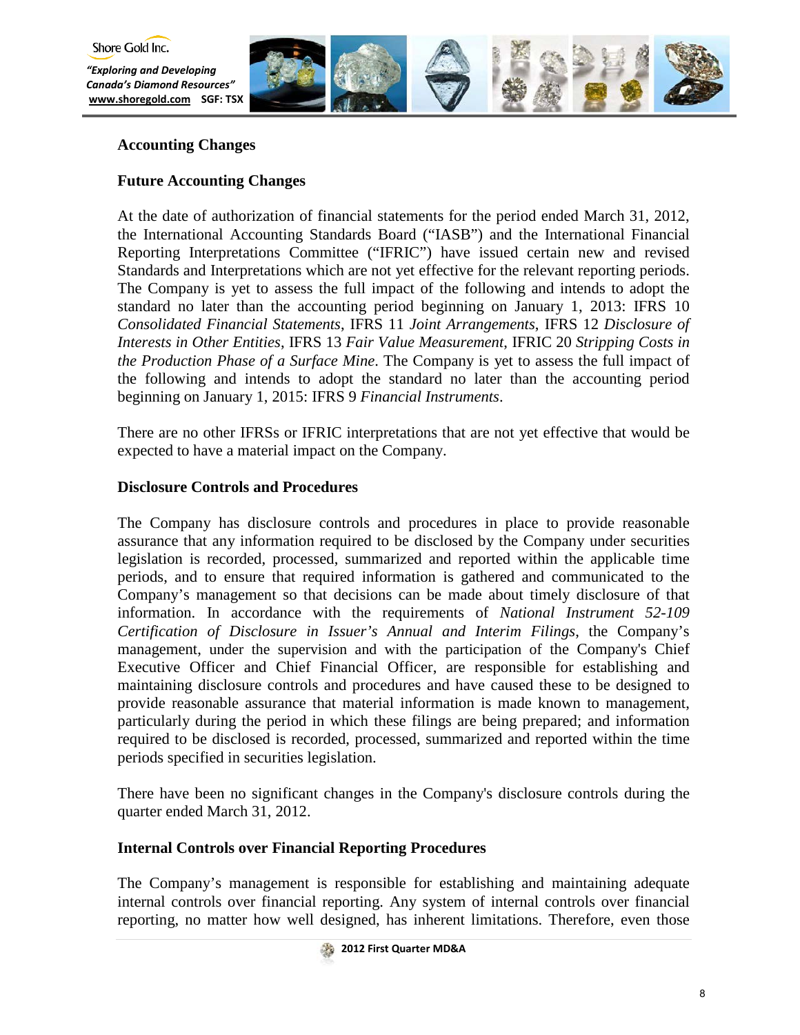## Accounting Changes

### Future Accounting Changes

At the date of authorization of financial statements for the period ended March 31, 2012, the International Accounting Standards Board ("IASB") and the International Financial Reporting Interpretations Committee ("IFRIC") have issued certain new and revised Standards and Interpretations which are not yet effective for the relevant reporting periods. The Company is yet to assess the full impact of the following and intends to adopt the standard no later than the accounting period beginning on January 1, 2013: IFRS 10 *Consolidated Financial Statements*, IFRS 11 *Joint Arrangements*, IFRS 12 *Disclosure of Interests in Other Entities*, IFRS 13 *Fair Value Measurement*, IFRIC 20 *Stripping Costs in the Production Phase of a Surface Mine*. The Company is yet to assess the full impact of the following and intends to adopt the standard no later than the accounting period beginning on January 1, 2015: IFRS 9 *Financial Instruments*.

There are no other IFRSs or IFRIC interpretations that are not yet effective that would be expected to have a material impact on the Company.

## Disclosure Controls and Procedures

The Company has disclosure controls and procedures in place to provide reasonable assurance that any information required to be disclosed by the Company under securities legislation is recorded, processed, summarized and reported within the applicable time periods, and to ensure that required information is gathered and communicated to the Company's management so that decisions can be made about timely disclosure of that information. In accordance with the requirements of *National Instrument 52-109 Certification of Disclosure in Issuer's Annual and Interim Filings*, the Company's management, under the supervision and with the participation of the Company's Chief Executive Officer and Chief Financial Officer, are responsible for establishing and maintaining disclosure controls and procedures and have caused these to be designed to provide reasonable assurance that material information is made known to management, particularly during the period in which these filings are being prepared; and information required to be disclosed is recorded, processed, summarized and reported within the time periods specified in securities legislation.

There have been no significant changes in the Company's disclosure controls during the quarter ended March 31, 2012.

## Internal Controls over Financial Reporting Procedures

The Company's management is responsible for establishing and maintaining adequate internal controls over financial reporting. Any system of internal controls over financial reporting, no matter how well designed, has inherent limitations. Therefore, even those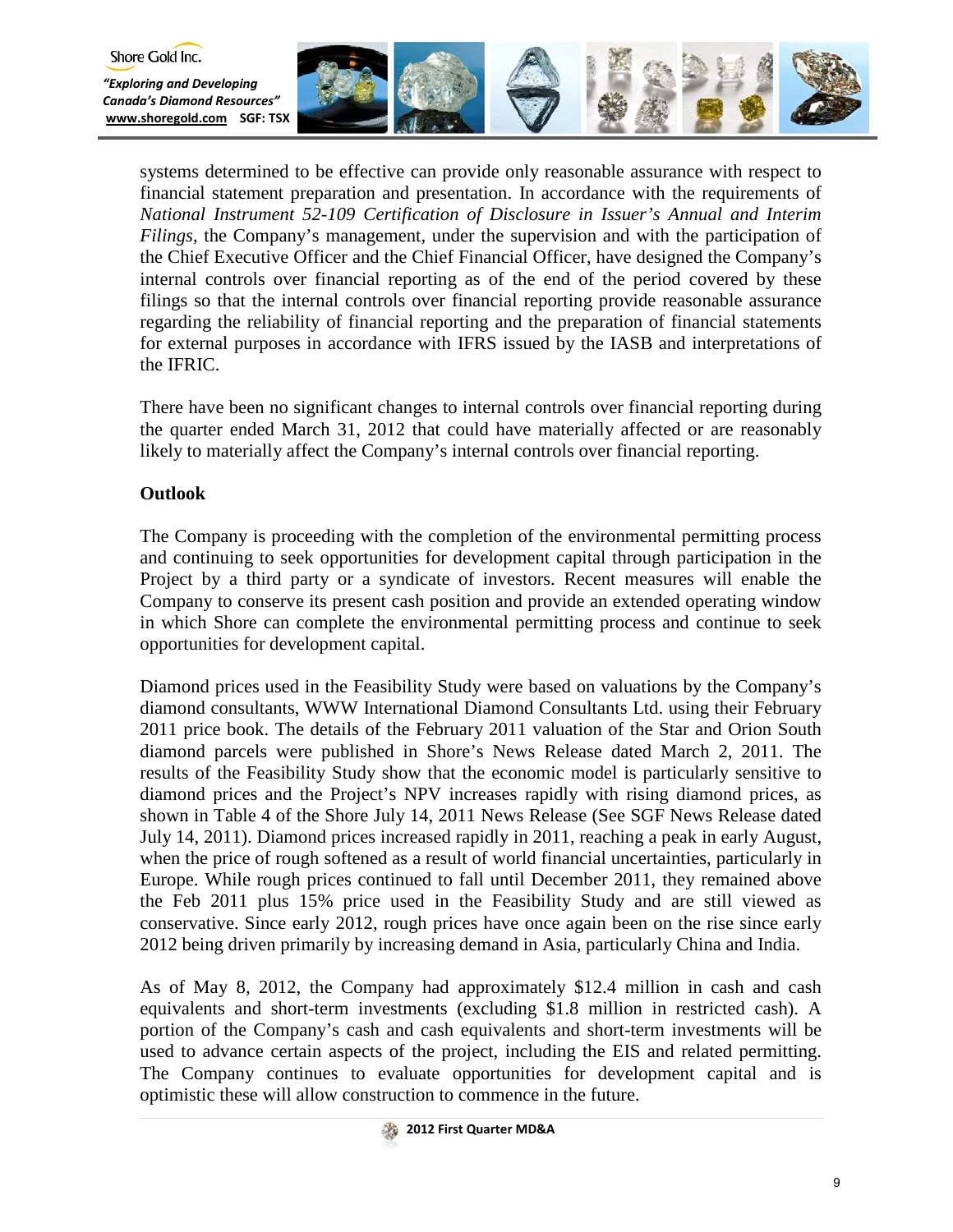systems determined to be effective can provide only reasonable assurance with respect to financial statement preparation and presentation. In accordance with the requirements of *National Instrument 52-109 Certification of Disclosure in Issuer's Annual and Interim Filings*, the Company's management, under the supervision and with the participation of the Chief Executive Officer and the Chief Financial Officer, have designed the Company's internal controls over financial reporting as of the end of the period covered by these filings so that the internal controls over financial reporting provide reasonable assurance regarding the reliability of financial reporting and the preparation of financial statements for external purposes in accordance with IFRS issued by the IASB and interpretations of the IFRIC.

There have been no significant changes to internal controls over financial reporting during the quarter ended March 31, 2012 that could have materially affected or are reasonably likely to materially affect the Company's internal controls over financial reporting.

**Outlook**

The Company is proceeding with the completion of the environmental permitting process and continuing to seek opportunities for development capital through participation in the Project by a third party or a syndicate of investors. Recent measures will enable the Company to conserve its present cash position and provide an extended operating window in which Shore can complete the environmental permitting process and continue to seek opportunities for development capital.

Diamond prices used in the Feasibility Study were based on valuations by the Company's diamond consultants, WWW International Diamond Consultants Ltd. using their February 2011 price book. The details of the February 2011 valuation of the Star and Orion South diamond parcels were published in Shore's News Release dated March 2, 2011. The results of the Feasibility Study show that the economic model is particularly sensitive to diamond prices and the Project's NPV increases rapidly with rising diamond prices, as shown in Table 4 of the Shore July 14, 2011 News Release (See SGF News Release dated July 14, 2011). Diamond prices increased rapidly in 2011, reaching a peak in early August, when the price of rough softened as a result of world financial uncertainties, particularly in Europe. While rough prices continued to fall until December 2011, they remained above the Feb 2011 plus 15% price used in the Feasibility Study and are still viewed as conservative. Since early 2012, rough prices have once again been on the rise since early 2012 being driven primarily by increasing demand in Asia, particularly China and India.

As of May 8, 2012, the Company had approximately $12.4 million in cash and cash equivalents and short-term investments (excluding $1.8 million in restricted cash). A portion of the Company's cash and cash equivalents and short-term investments will be used to advance certain aspects of the project, including the EIS and related permitting. The Company continues to evaluate opportunities for development capital and is optimistic these will allow construction to commence in the future.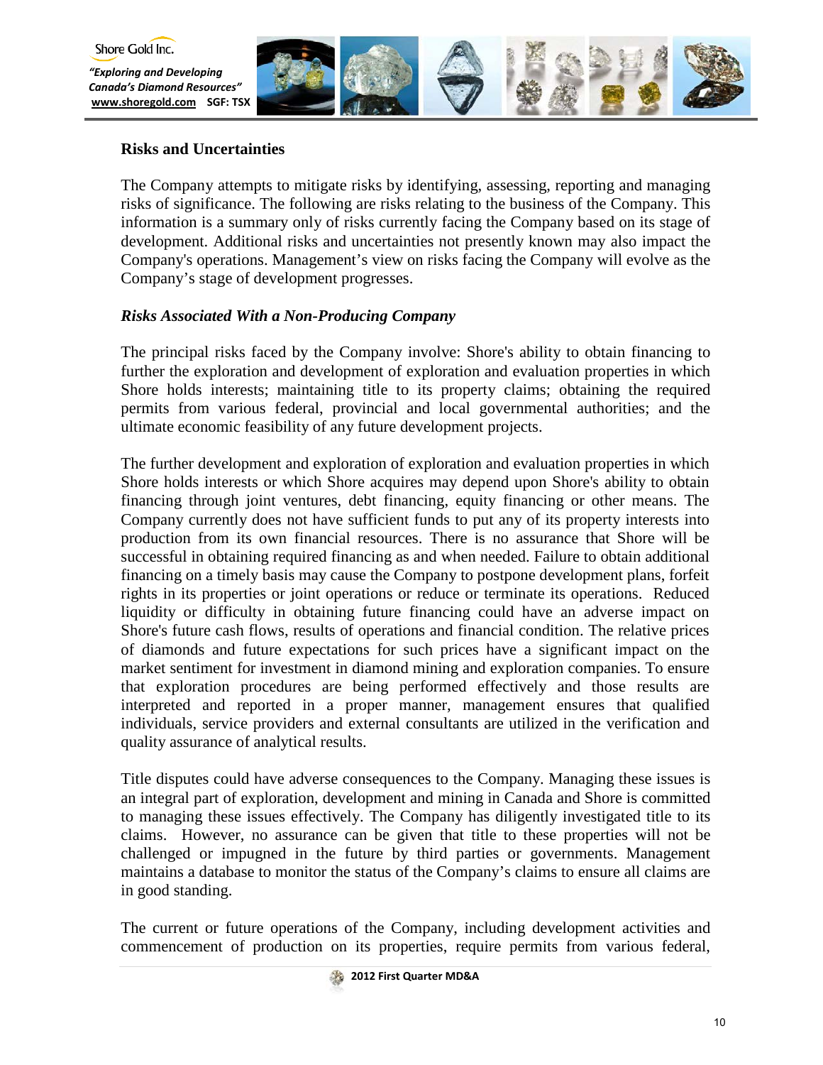## Risks and Uncertainties

The Company attempts to mitigate risks by identifying, assessing, reporting and managing risks of significance. The following are risks relating to the business of the Company. This information is a summary only of risks currently facing the Company based on its stage of development. Additional risks and uncertainties not presently known may also impact the Company's operations. Management's view on risks facing the Company will evolve as the Company's stage of development progresses.

### *Risks Associated With a Non-Producing Company*

The principal risks faced by the Company involve: Shore's ability to obtain financing to further the exploration and development of exploration and evaluation properties in which Shore holds interests; maintaining title to its property claims; obtaining the required permits from various federal, provincial and local governmental authorities; and the ultimate economic feasibility of any future development projects.

The further development and exploration of exploration and evaluation properties in which Shore holds interests or which Shore acquires may depend upon Shore's ability to obtain financing through joint ventures, debt financing, equity financing or other means. The Company currently does not have sufficient funds to put any of its property interests into production from its own financial resources. There is no assurance that Shore will be successful in obtaining required financing as and when needed. Failure to obtain additional financing on a timely basis may cause the Company to postpone development plans, forfeit rights in its properties or joint operations or reduce or terminate its operations. Reduced liquidity or difficulty in obtaining future financing could have an adverse impact on Shore's future cash flows, results of operations and financial condition. The relative prices of diamonds and future expectations for such prices have a significant impact on the market sentiment for investment in diamond mining and exploration companies. To ensure that exploration procedures are being performed effectively and those results are interpreted and reported in a proper manner, management ensures that qualified individuals, service providers and external consultants are utilized in the verification and quality assurance of analytical results.

Title disputes could have adverse consequences to the Company. Managing these issues is an integral part of exploration, development and mining in Canada and Shore is committed to managing these issues effectively. The Company has diligently investigated title to its claims. However, no assurance can be given that title to these properties will not be challenged or impugned in the future by third parties or governments. Management maintains a database to monitor the status of the Company's claims to ensure all claims are in good standing.

The current or future operations of the Company, including development activities and commencement of production on its properties, require permits from various federal,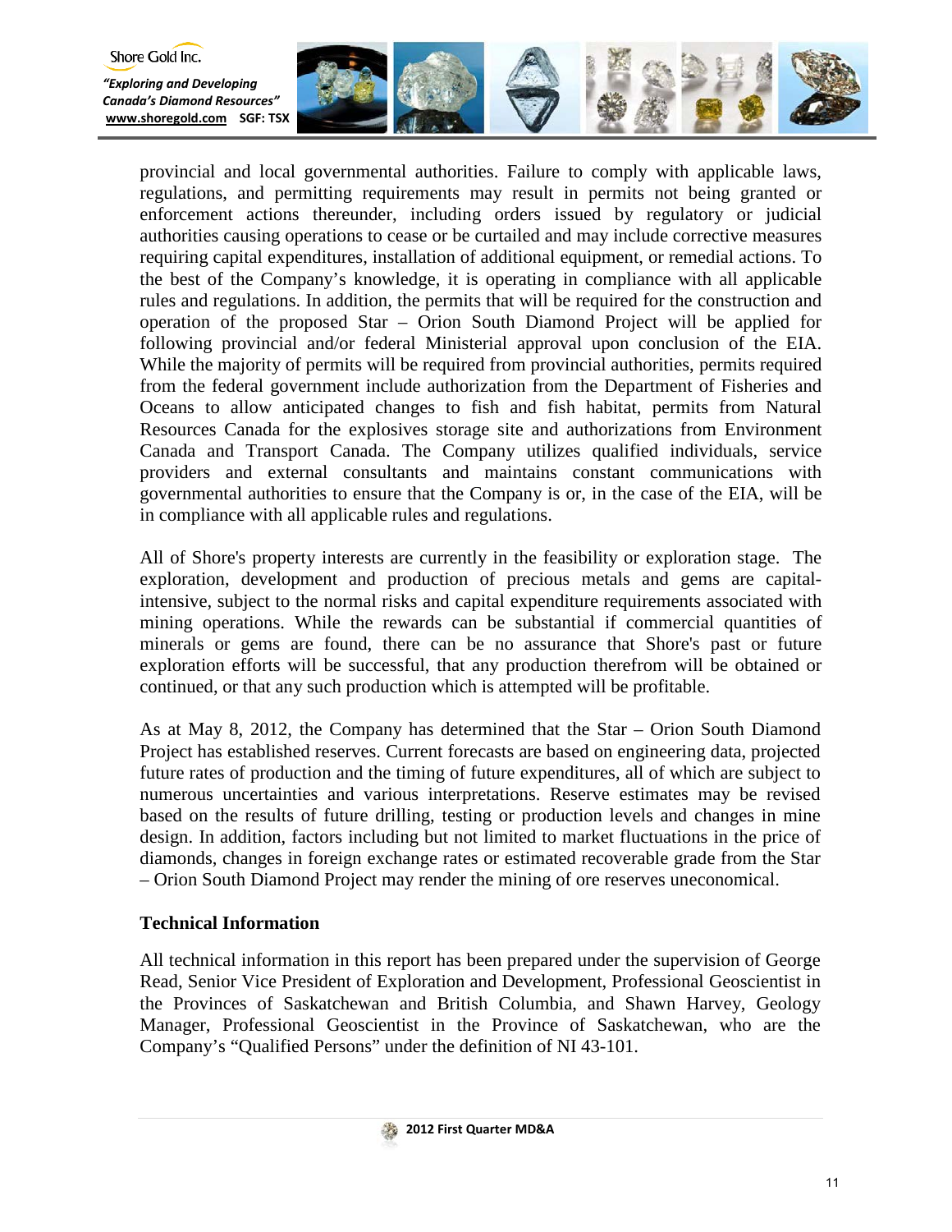provincial and local governmental authorities. Failure to comply with applicable laws, regulations, and permitting requirements may result in permits not being granted or enforcement actions thereunder, including orders issued by regulatory or judicial authorities causing operations to cease or be curtailed and may include corrective measures requiring capital expenditures, installation of additional equipment, or remedial actions. To the best of the Company's knowledge, it is operating in compliance with all applicable rules and regulations. In addition, the permits that will be required for the construction and operation of the proposed Star – Orion South Diamond Project will be applied for following provincial and/or federal Ministerial approval upon conclusion of the EIA. While the majority of permits will be required from provincial authorities, permits required from the federal government include authorization from the Department of Fisheries and Oceans to allow anticipated changes to fish and fish habitat, permits from Natural Resources Canada for the explosives storage site and authorizations from Environment Canada and Transport Canada. The Company utilizes qualified individuals, service providers and external consultants and maintains constant communications with governmental authorities to ensure that the Company is or, in the case of the EIA, will be in compliance with all applicable rules and regulations.

All of Shore's property interests are currently in the feasibility or exploration stage. The exploration, development and production of precious metals and gems are capital-intensive, subject to the normal risks and capital expenditure requirements associated with mining operations. While the rewards can be substantial if commercial quantities of minerals or gems are found, there can be no assurance that Shore's past or future exploration efforts will be successful, that any production therefrom will be obtained or continued, or that any such production which is attempted will be profitable.

As at May 8, 2012, the Company has determined that the Star – Orion South Diamond Project has established reserves. Current forecasts are based on engineering data, projected future rates of production and the timing of future expenditures, all of which are subject to numerous uncertainties and various interpretations. Reserve estimates may be revised based on the results of future drilling, testing or production levels and changes in mine design. In addition, factors including but not limited to market fluctuations in the price of diamonds, changes in foreign exchange rates or estimated recoverable grade from the Star – Orion South Diamond Project may render the mining of ore reserves uneconomical.

**Technical Information**

All technical information in this report has been prepared under the supervision of George Read, Senior Vice President of Exploration and Development, Professional Geoscientist in the Provinces of Saskatchewan and British Columbia, and Shawn Harvey, Geology Manager, Professional Geoscientist in the Province of Saskatchewan, who are the Company's "Qualified Persons" under the definition of NI 43-101.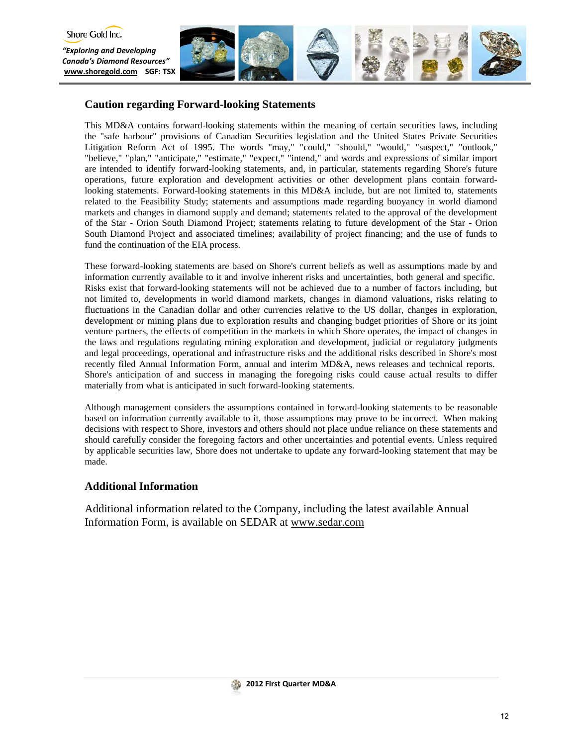## Caution regarding Forward-looking Statements

This MD&A contains forward-looking statements within the meaning of certain securities laws, including the "safe harbour" provisions of Canadian Securities legislation and the United States Private Securities Litigation Reform Act of 1995. The words "may," "could," "should," "would," "suspect," "outlook," "believe," "plan," "anticipate," "estimate," "expect," "intend," and words and expressions of similar import are intended to identify forward-looking statements, and, in particular, statements regarding Shore's future operations, future exploration and development activities or other development plans contain forward-looking statements. Forward-looking statements in this MD&A include, but are not limited to, statements related to the Feasibility Study; statements and assumptions made regarding buoyancy in world diamond markets and changes in diamond supply and demand; statements related to the approval of the development of the Star - Orion South Diamond Project; statements relating to future development of the Star - Orion South Diamond Project and associated timelines; availability of project financing; and the use of funds to fund the continuation of the EIA process.

These forward-looking statements are based on Shore's current beliefs as well as assumptions made by and information currently available to it and involve inherent risks and uncertainties, both general and specific. Risks exist that forward-looking statements will not be achieved due to a number of factors including, but not limited to, developments in world diamond markets, changes in diamond valuations, risks relating to fluctuations in the Canadian dollar and other currencies relative to the US dollar, changes in exploration, development or mining plans due to exploration results and changing budget priorities of Shore or its joint venture partners, the effects of competition in the markets in which Shore operates, the impact of changes in the laws and regulations regulating mining exploration and development, judicial or regulatory judgments and legal proceedings, operational and infrastructure risks and the additional risks described in Shore's most recently filed Annual Information Form, annual and interim MD&A, news releases and technical reports. Shore's anticipation of and success in managing the foregoing risks could cause actual results to differ materially from what is anticipated in such forward-looking statements.

Although management considers the assumptions contained in forward-looking statements to be reasonable based on information currently available to it, those assumptions may prove to be incorrect. When making decisions with respect to Shore, investors and others should not place undue reliance on these statements and should carefully consider the foregoing factors and other uncertainties and potential events. Unless required by applicable securities law, Shore does not undertake to update any forward-looking statement that may be made.

## Additional Information

Additional information related to the Company, including the latest available Annual Information Form, is available on SEDAR at www.sedar.com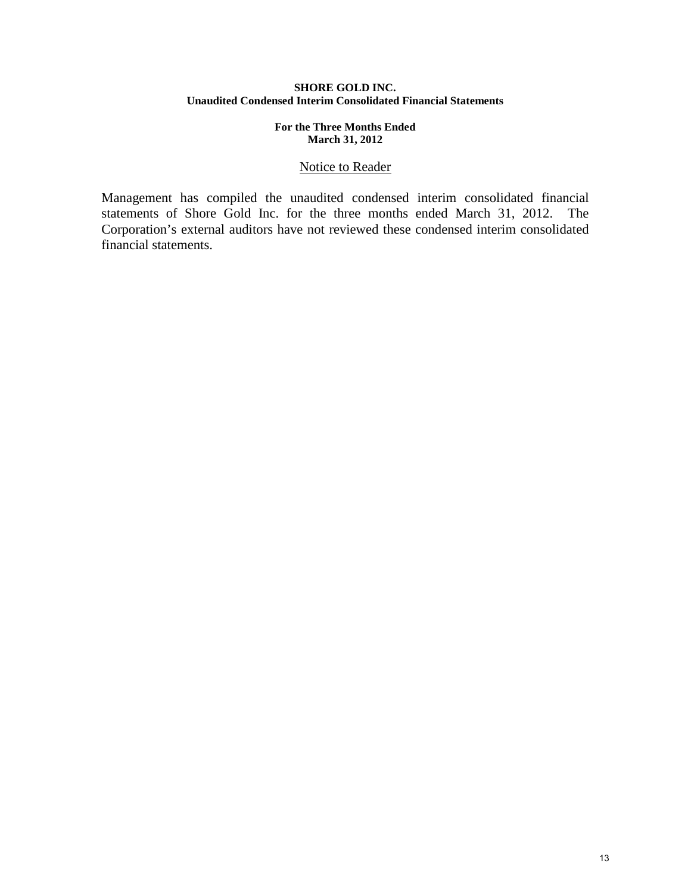**SHORE GOLD INC.**
**Unaudited Condensed Interim Consolidated Financial Statements**

**For the Three Months Ended**
**March 31, 2012**

## Notice to Reader

Management has compiled the unaudited condensed interim consolidated financial statements of Shore Gold Inc. for the three months ended March 31, 2012. The Corporation's external auditors have not reviewed these condensed interim consolidated financial statements.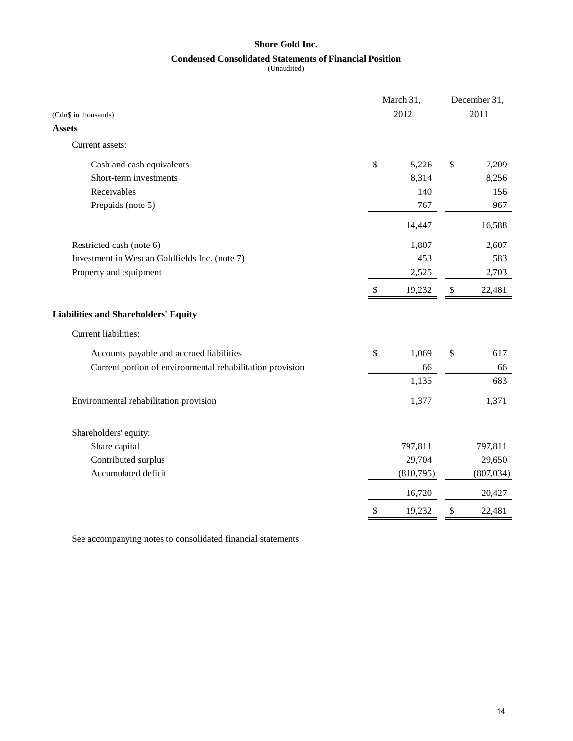# Shore Gold Inc.

## Condensed Consolidated Statements of Financial Position

(Unaudited)

| (Cdn$ in thousands) | March 31, 2012 | December 31, 2011 |
|---|---|---|
| **Assets** | | |
| Current assets: | | |
| Cash and cash equivalents | $ 5,226 | $ 7,209 |
| Short-term investments | 8,314 | 8,256 |
| Receivables | 140 | 156 |
| Prepaids (note 5) | 767 | 967 |
| | 14,447 | 16,588 |
| Restricted cash (note 6) | 1,807 | 2,607 |
| Investment in Wescan Goldfields Inc. (note 7) | 453 | 583 |
| Property and equipment | 2,525 | 2,703 |
| | $ 19,232 | $ 22,481 |
| **Liabilities and Shareholders' Equity** | | |
| Current liabilities: | | |
| Accounts payable and accrued liabilities | $ 1,069 | $ 617 |
| Current portion of environmental rehabilitation provision | 66 | 66 |
| | 1,135 | 683 |
| Environmental rehabilitation provision | 1,377 | 1,371 |
| Shareholders' equity: | | |
| Share capital | 797,811 | 797,811 |
| Contributed surplus | 29,704 | 29,650 |
| Accumulated deficit | (810,795) | (807,034) |
| | 16,720 | 20,427 |
| | $ 19,232 | $ 22,481 |

See accompanying notes to consolidated financial statements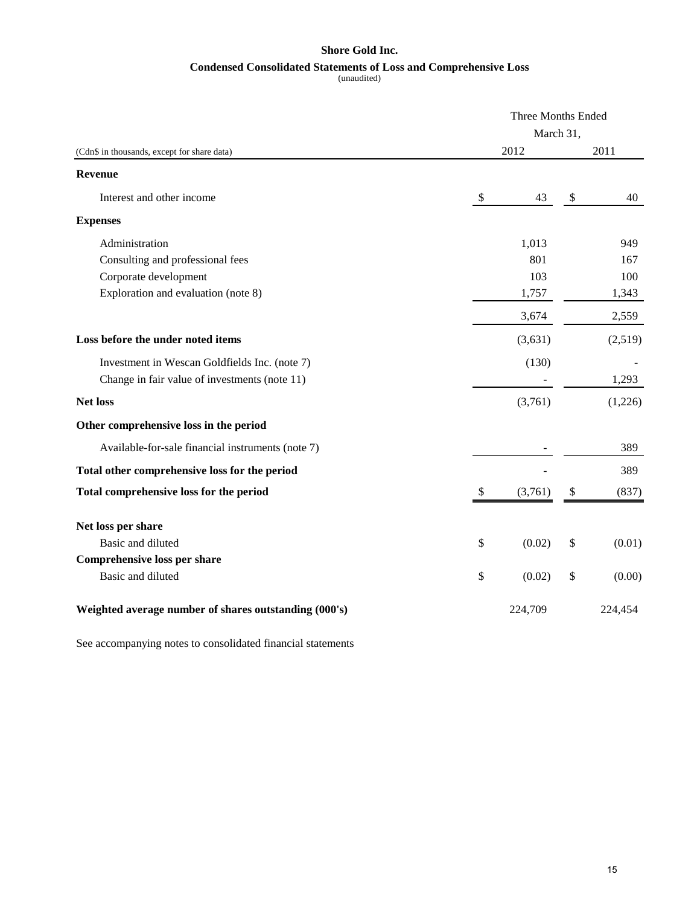# Shore Gold Inc.

## Condensed Consolidated Statements of Loss and Comprehensive Loss

(unaudited)

| (Cdn$ in thousands, except for share data) | Three Months Ended March 31, 2012 | Three Months Ended March 31, 2011 |
|---|---|---|
| **Revenue** | | |
| Interest and other income | $ 43 | $ 40 |
| **Expenses** | | |
| Administration | 1,013 | 949 |
| Consulting and professional fees | 801 | 167 |
| Corporate development | 103 | 100 |
| Exploration and evaluation (note 8) | 1,757 | 1,343 |
| | 3,674 | 2,559 |
| **Loss before the under noted items** | (3,631) | (2,519) |
| Investment in Wescan Goldfields Inc. (note 7) | (130) | - |
| Change in fair value of investments (note 11) | - | 1,293 |
| **Net loss** | (3,761) | (1,226) |
| **Other comprehensive loss in the period** | | |
| Available-for-sale financial instruments (note 7) | - | 389 |
| **Total other comprehensive loss for the period** | - | 389 |
| **Total comprehensive loss for the period** | $ (3,761) | $ (837) |
| **Net loss per share** | | |
| Basic and diluted | $ (0.02) | $ (0.01) |
| **Comprehensive loss per share** | | |
| Basic and diluted | $ (0.02) | $ (0.00) |
| **Weighted average number of shares outstanding (000's)** | 224,709 | 224,454 |

See accompanying notes to consolidated financial statements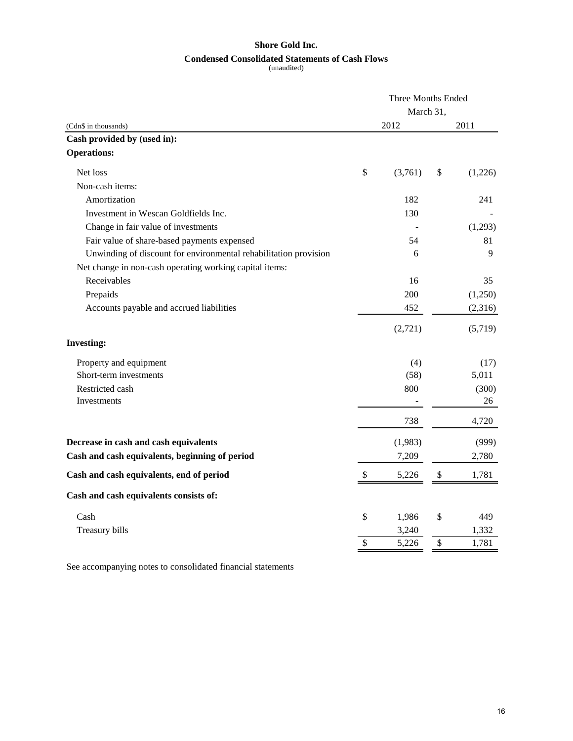# Shore Gold Inc.

## Condensed Consolidated Statements of Cash Flows

(unaudited)

| (Cdn$ in thousands) | Three Months Ended March 31, 2012 | 2011 |
|---|---|---|
| **Cash provided by (used in):** | | |
| **Operations:** | | |
| Net loss | $ (3,761) | $ (1,226) |
| Non-cash items: | | |
| Amortization | 182 | 241 |
| Investment in Wescan Goldfields Inc. | 130 | - |
| Change in fair value of investments | - | (1,293) |
| Fair value of share-based payments expensed | 54 | 81 |
| Unwinding of discount for environmental rehabilitation provision | 6 | 9 |
| Net change in non-cash operating working capital items: | | |
| Receivables | 16 | 35 |
| Prepaids | 200 | (1,250) |
| Accounts payable and accrued liabilities | 452 | (2,316) |
| | (2,721) | (5,719) |
| **Investing:** | | |
| Property and equipment | (4) | (17) |
| Short-term investments | (58) | 5,011 |
| Restricted cash | 800 | (300) |
| Investments | - | 26 |
| | 738 | 4,720 |
| **Decrease in cash and cash equivalents** | (1,983) | (999) |
| **Cash and cash equivalents, beginning of period** | 7,209 | 2,780 |
| **Cash and cash equivalents, end of period** | $ 5,226 | $ 1,781 |
| **Cash and cash equivalents consists of:** | | |
| Cash | $ 1,986 | $ 449 |
| Treasury bills | 3,240 | 1,332 |
| | $ 5,226 | $ 1,781 |

See accompanying notes to consolidated financial statements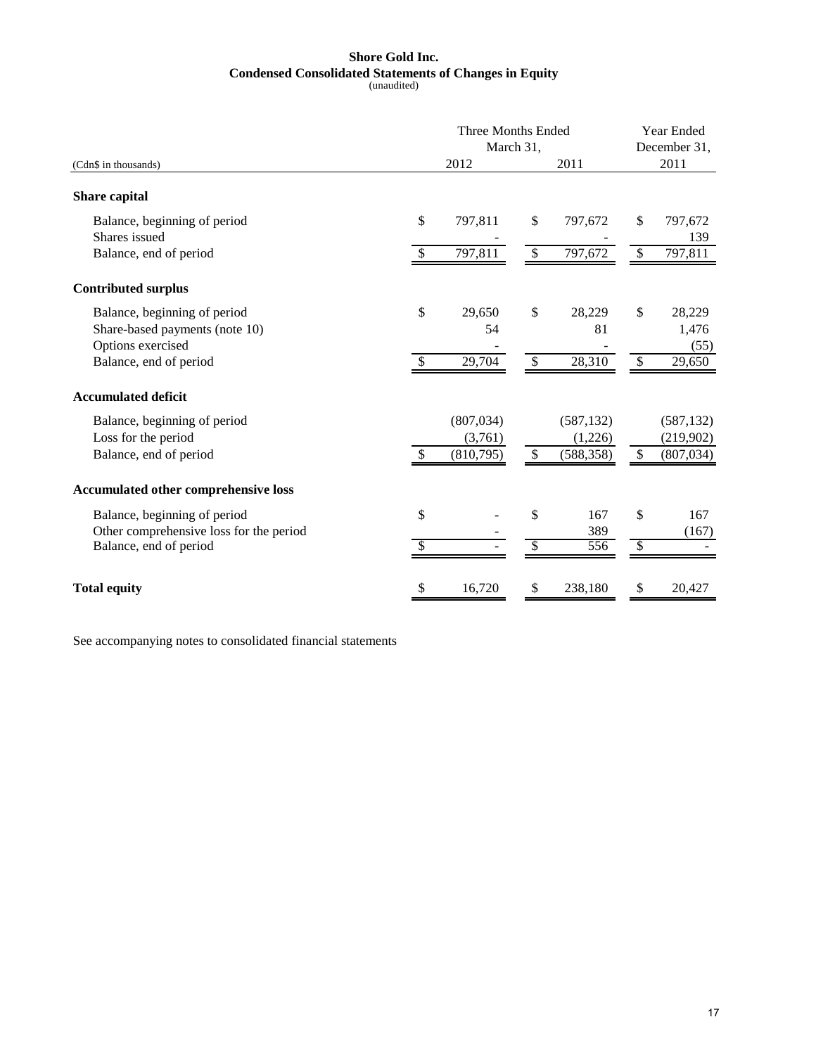**Shore Gold Inc.**
**Condensed Consolidated Statements of Changes in Equity**
(unaudited)

| (Cdn$ in thousands) | Three Months Ended March 31, 2012 | Three Months Ended March 31, 2011 | Year Ended December 31, 2011 |
|---|---|---|---|
| **Share capital** | | | |
| Balance, beginning of period | $ 797,811 | $ 797,672 | $ 797,672 |
| Shares issued | - | - | 139 |
| Balance, end of period | $ 797,811 | $ 797,672 | $ 797,811 |
| **Contributed surplus** | | | |
| Balance, beginning of period | $ 29,650 | $ 28,229 | $ 28,229 |
| Share-based payments (note 10) | 54 | 81 | 1,476 |
| Options exercised | - | - | (55) |
| Balance, end of period | $ 29,704 | $ 28,310 | $ 29,650 |
| **Accumulated deficit** | | | |
| Balance, beginning of period | (807,034) | (587,132) | (587,132) |
| Loss for the period | (3,761) | (1,226) | (219,902) |
| Balance, end of period | $ (810,795) | $ (588,358) | $ (807,034) |
| **Accumulated other comprehensive loss** | | | |
| Balance, beginning of period | $ - | $ 167 | $ 167 |
| Other comprehensive loss for the period | - | 389 | (167) |
| Balance, end of period | $ - | $ 556 | $ - |
| **Total equity** | $ 16,720 | $ 238,180 | $ 20,427 |

See accompanying notes to consolidated financial statements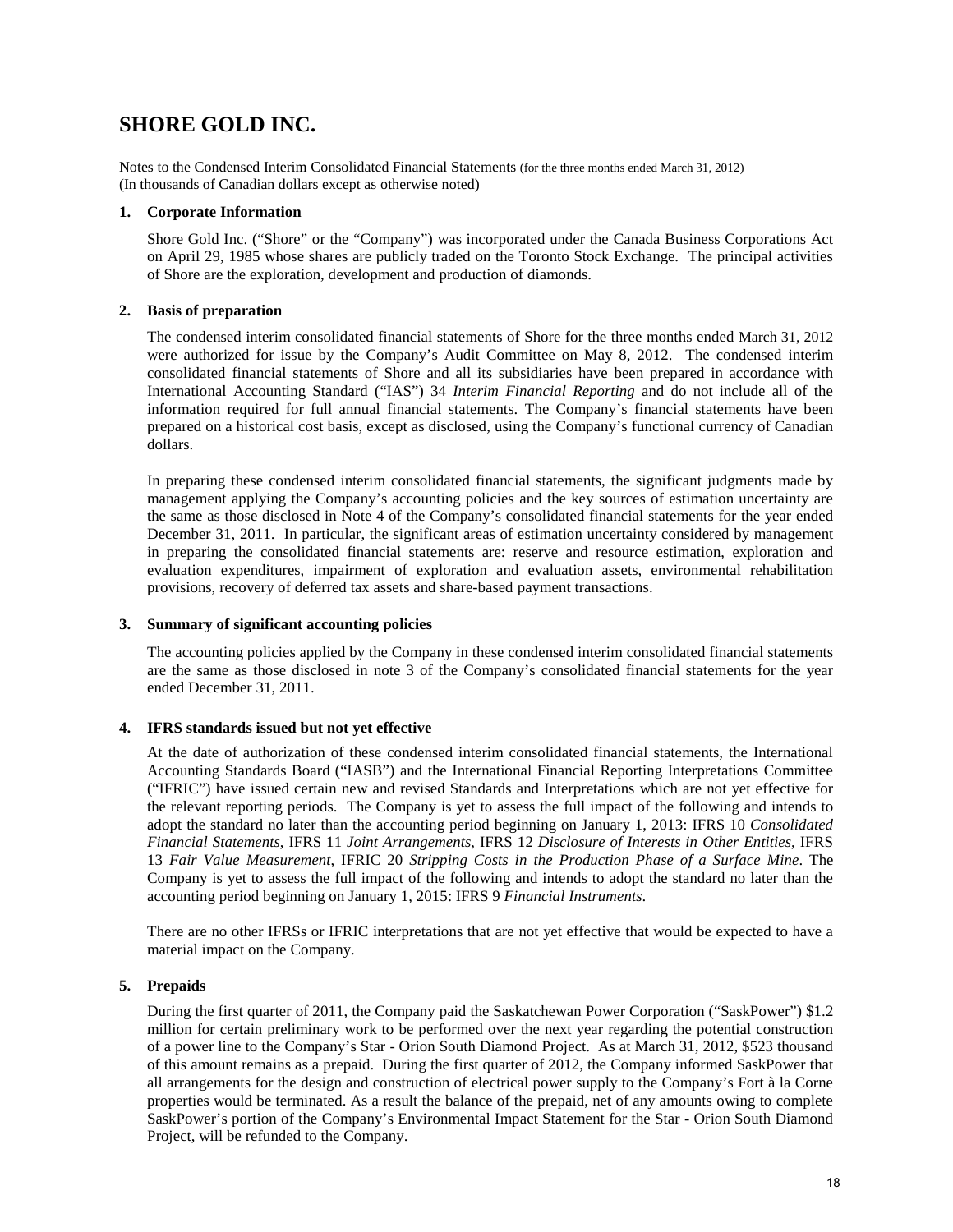# SHORE GOLD INC.

Notes to the Condensed Interim Consolidated Financial Statements (for the three months ended March 31, 2012)
(In thousands of Canadian dollars except as otherwise noted)

## 1. Corporate Information

Shore Gold Inc. ("Shore" or the "Company") was incorporated under the Canada Business Corporations Act on April 29, 1985 whose shares are publicly traded on the Toronto Stock Exchange. The principal activities of Shore are the exploration, development and production of diamonds.

## 2. Basis of preparation

The condensed interim consolidated financial statements of Shore for the three months ended March 31, 2012 were authorized for issue by the Company's Audit Committee on May 8, 2012. The condensed interim consolidated financial statements of Shore and all its subsidiaries have been prepared in accordance with International Accounting Standard ("IAS") 34 *Interim Financial Reporting* and do not include all of the information required for full annual financial statements. The Company's financial statements have been prepared on a historical cost basis, except as disclosed, using the Company's functional currency of Canadian dollars.

In preparing these condensed interim consolidated financial statements, the significant judgments made by management applying the Company's accounting policies and the key sources of estimation uncertainty are the same as those disclosed in Note 4 of the Company's consolidated financial statements for the year ended December 31, 2011. In particular, the significant areas of estimation uncertainty considered by management in preparing the consolidated financial statements are: reserve and resource estimation, exploration and evaluation expenditures, impairment of exploration and evaluation assets, environmental rehabilitation provisions, recovery of deferred tax assets and share-based payment transactions.

## 3. Summary of significant accounting policies

The accounting policies applied by the Company in these condensed interim consolidated financial statements are the same as those disclosed in note 3 of the Company's consolidated financial statements for the year ended December 31, 2011.

## 4. IFRS standards issued but not yet effective

At the date of authorization of these condensed interim consolidated financial statements, the International Accounting Standards Board ("IASB") and the International Financial Reporting Interpretations Committee ("IFRIC") have issued certain new and revised Standards and Interpretations which are not yet effective for the relevant reporting periods. The Company is yet to assess the full impact of the following and intends to adopt the standard no later than the accounting period beginning on January 1, 2013: IFRS 10 *Consolidated Financial Statements*, IFRS 11 *Joint Arrangements*, IFRS 12 *Disclosure of Interests in Other Entities*, IFRS 13 *Fair Value Measurement*, IFRIC 20 *Stripping Costs in the Production Phase of a Surface Mine*. The Company is yet to assess the full impact of the following and intends to adopt the standard no later than the accounting period beginning on January 1, 2015: IFRS 9 *Financial Instruments*.

There are no other IFRSs or IFRIC interpretations that are not yet effective that would be expected to have a material impact on the Company.

## 5. Prepaids

During the first quarter of 2011, the Company paid the Saskatchewan Power Corporation ("SaskPower") $1.2 million for certain preliminary work to be performed over the next year regarding the potential construction of a power line to the Company's Star - Orion South Diamond Project. As at March 31, 2012, $523 thousand of this amount remains as a prepaid. During the first quarter of 2012, the Company informed SaskPower that all arrangements for the design and construction of electrical power supply to the Company's Fort à la Corne properties would be terminated. As a result the balance of the prepaid, net of any amounts owing to complete SaskPower's portion of the Company's Environmental Impact Statement for the Star - Orion South Diamond Project, will be refunded to the Company.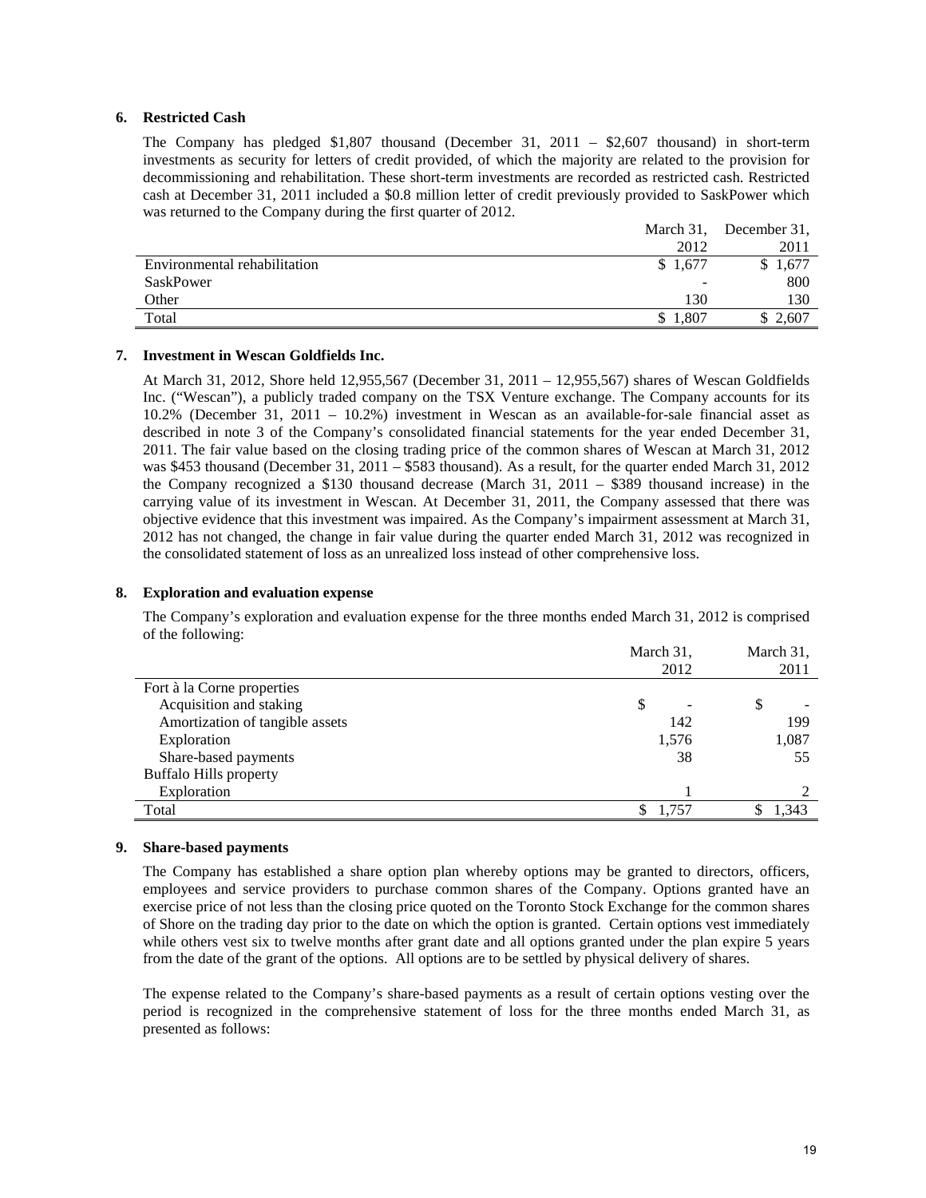## 6. Restricted Cash

The Company has pledged $1,807 thousand (December 31, 2011 – $2,607 thousand) in short-term investments as security for letters of credit provided, of which the majority are related to the provision for decommissioning and rehabilitation. These short-term investments are recorded as restricted cash. Restricted cash at December 31, 2011 included a $0.8 million letter of credit previously provided to SaskPower which was returned to the Company during the first quarter of 2012.

| | March 31, 2012 | December 31, 2011 |
|---|---|---|
| Environmental rehabilitation | $ 1,677 | $ 1,677 |
| SaskPower | - | 800 |
| Other | 130 | 130 |
| Total | $ 1,807 | $ 2,607 |

## 7. Investment in Wescan Goldfields Inc.

At March 31, 2012, Shore held 12,955,567 (December 31, 2011 – 12,955,567) shares of Wescan Goldfields Inc. ("Wescan"), a publicly traded company on the TSX Venture exchange. The Company accounts for its 10.2% (December 31, 2011 – 10.2%) investment in Wescan as an available-for-sale financial asset as described in note 3 of the Company's consolidated financial statements for the year ended December 31, 2011. The fair value based on the closing trading price of the common shares of Wescan at March 31, 2012 was $453 thousand (December 31, 2011 – $583 thousand). As a result, for the quarter ended March 31, 2012 the Company recognized a $130 thousand decrease (March 31, 2011 – $389 thousand increase) in the carrying value of its investment in Wescan. At December 31, 2011, the Company assessed that there was objective evidence that this investment was impaired. As the Company's impairment assessment at March 31, 2012 has not changed, the change in fair value during the quarter ended March 31, 2012 was recognized in the consolidated statement of loss as an unrealized loss instead of other comprehensive loss.

## 8. Exploration and evaluation expense

The Company's exploration and evaluation expense for the three months ended March 31, 2012 is comprised of the following:

| | March 31, 2012 | March 31, 2011 |
|---|---|---|
| Fort à la Corne properties | | |
| Acquisition and staking | $ - | $ - |
| Amortization of tangible assets | 142 | 199 |
| Exploration | 1,576 | 1,087 |
| Share-based payments | 38 | 55 |
| Buffalo Hills property | | |
| Exploration | 1 | 2 |
| Total | $ 1,757 | $ 1,343 |

## 9. Share-based payments

The Company has established a share option plan whereby options may be granted to directors, officers, employees and service providers to purchase common shares of the Company. Options granted have an exercise price of not less than the closing price quoted on the Toronto Stock Exchange for the common shares of Shore on the trading day prior to the date on which the option is granted. Certain options vest immediately while others vest six to twelve months after grant date and all options granted under the plan expire 5 years from the date of the grant of the options. All options are to be settled by physical delivery of shares.

The expense related to the Company's share-based payments as a result of certain options vesting over the period is recognized in the comprehensive statement of loss for the three months ended March 31, as presented as follows: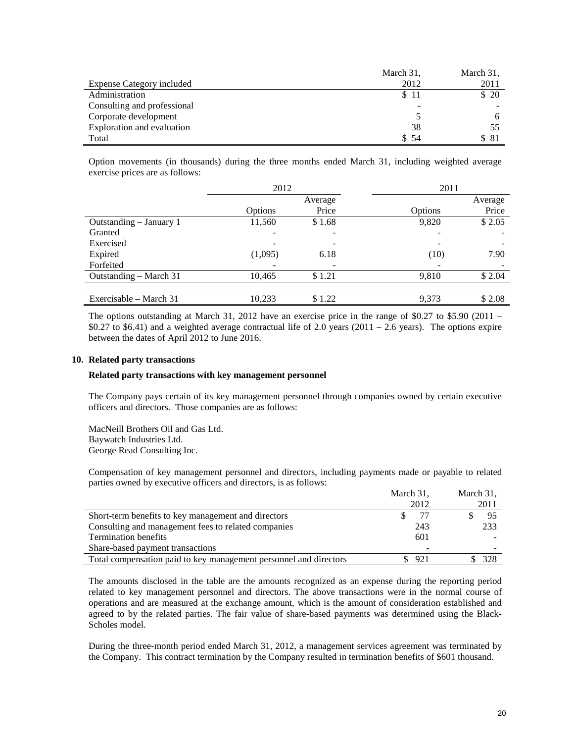| Expense Category included | March 31, 2012 | March 31, 2011 |
|---|---|---|
| Administration | $ 11 | $ 20 |
| Consulting and professional | - | - |
| Corporate development | 5 | 6 |
| Exploration and evaluation | 38 | 55 |
| Total | $ 54 | $ 81 |

Option movements (in thousands) during the three months ended March 31, including weighted average exercise prices are as follows:

| | 2012 | | 2011 | |
|---|---|---|---|---|
| | Options | Average Price | Options | Average Price |
| Outstanding – January 1 | 11,560 | $ 1.68 | 9,820 | $ 2.05 |
| Granted | - | - | - | - |
| Exercised | - | - | - | - |
| Expired | (1,095) | 6.18 | (10) | 7.90 |
| Forfeited | - | - | - | - |
| Outstanding – March 31 | 10,465 | $ 1.21 | 9,810 | $ 2.04 |
| Exercisable – March 31 | 10,233 | $ 1.22 | 9,373 | $ 2.08 |

The options outstanding at March 31, 2012 have an exercise price in the range of $0.27 to $5.90 (2011 – $0.27 to $6.41) and a weighted average contractual life of 2.0 years (2011 – 2.6 years). The options expire between the dates of April 2012 to June 2016.

### 10. Related party transactions

**Related party transactions with key management personnel**

The Company pays certain of its key management personnel through companies owned by certain executive officers and directors. Those companies are as follows:

MacNeill Brothers Oil and Gas Ltd.
Baywatch Industries Ltd.
George Read Consulting Inc.

Compensation of key management personnel and directors, including payments made or payable to related parties owned by executive officers and directors, is as follows:

| | March 31, 2012 | March 31, 2011 |
|---|---|---|
| Short-term benefits to key management and directors | $ 77 | $ 95 |
| Consulting and management fees to related companies | 243 | 233 |
| Termination benefits | 601 | - |
| Share-based payment transactions | - | - |
| Total compensation paid to key management personnel and directors | $ 921 | $ 328 |

The amounts disclosed in the table are the amounts recognized as an expense during the reporting period related to key management personnel and directors. The above transactions were in the normal course of operations and are measured at the exchange amount, which is the amount of consideration established and agreed to by the related parties. The fair value of share-based payments was determined using the Black-Scholes model.

During the three-month period ended March 31, 2012, a management services agreement was terminated by the Company. This contract termination by the Company resulted in termination benefits of $601 thousand.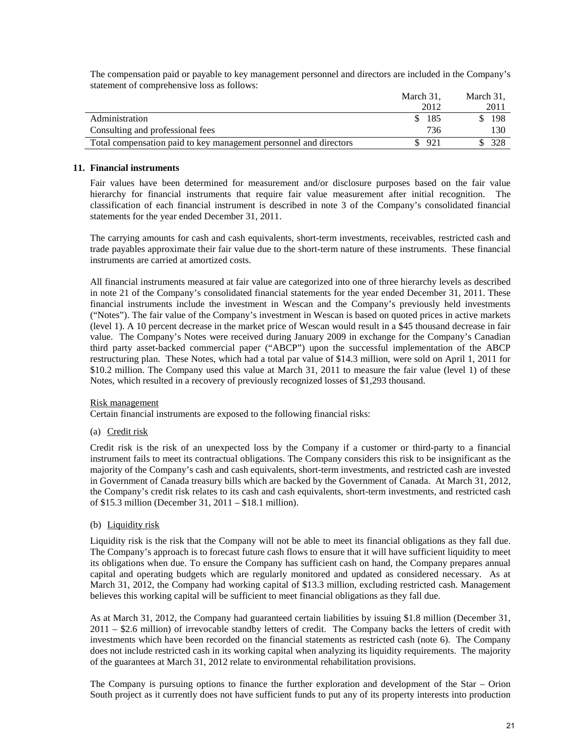The compensation paid or payable to key management personnel and directors are included in the Company's statement of comprehensive loss as follows:

| | March 31, 2012 | March 31, 2011 |
|---|---|---|
| Administration | $ 185 | $ 198 |
| Consulting and professional fees | 736 | 130 |
| Total compensation paid to key management personnel and directors | $ 921 | $ 328 |

## 11. Financial instruments

Fair values have been determined for measurement and/or disclosure purposes based on the fair value hierarchy for financial instruments that require fair value measurement after initial recognition. The classification of each financial instrument is described in note 3 of the Company's consolidated financial statements for the year ended December 31, 2011.

The carrying amounts for cash and cash equivalents, short-term investments, receivables, restricted cash and trade payables approximate their fair value due to the short-term nature of these instruments. These financial instruments are carried at amortized costs.

All financial instruments measured at fair value are categorized into one of three hierarchy levels as described in note 21 of the Company's consolidated financial statements for the year ended December 31, 2011. These financial instruments include the investment in Wescan and the Company's previously held investments ("Notes"). The fair value of the Company's investment in Wescan is based on quoted prices in active markets (level 1). A 10 percent decrease in the market price of Wescan would result in a $45 thousand decrease in fair value. The Company's Notes were received during January 2009 in exchange for the Company's Canadian third party asset-backed commercial paper ("ABCP") upon the successful implementation of the ABCP restructuring plan. These Notes, which had a total par value of $14.3 million, were sold on April 1, 2011 for $10.2 million. The Company used this value at March 31, 2011 to measure the fair value (level 1) of these Notes, which resulted in a recovery of previously recognized losses of $1,293 thousand.

Risk management

Certain financial instruments are exposed to the following financial risks:

(a) Credit risk

Credit risk is the risk of an unexpected loss by the Company if a customer or third-party to a financial instrument fails to meet its contractual obligations. The Company considers this risk to be insignificant as the majority of the Company's cash and cash equivalents, short-term investments, and restricted cash are invested in Government of Canada treasury bills which are backed by the Government of Canada. At March 31, 2012, the Company's credit risk relates to its cash and cash equivalents, short-term investments, and restricted cash of $15.3 million (December 31, 2011 – $18.1 million).

(b) Liquidity risk

Liquidity risk is the risk that the Company will not be able to meet its financial obligations as they fall due. The Company's approach is to forecast future cash flows to ensure that it will have sufficient liquidity to meet its obligations when due. To ensure the Company has sufficient cash on hand, the Company prepares annual capital and operating budgets which are regularly monitored and updated as considered necessary. As at March 31, 2012, the Company had working capital of $13.3 million, excluding restricted cash. Management believes this working capital will be sufficient to meet financial obligations as they fall due.

As at March 31, 2012, the Company had guaranteed certain liabilities by issuing $1.8 million (December 31, 2011 – $2.6 million) of irrevocable standby letters of credit. The Company backs the letters of credit with investments which have been recorded on the financial statements as restricted cash (note 6). The Company does not include restricted cash in its working capital when analyzing its liquidity requirements. The majority of the guarantees at March 31, 2012 relate to environmental rehabilitation provisions.

The Company is pursuing options to finance the further exploration and development of the Star – Orion South project as it currently does not have sufficient funds to put any of its property interests into production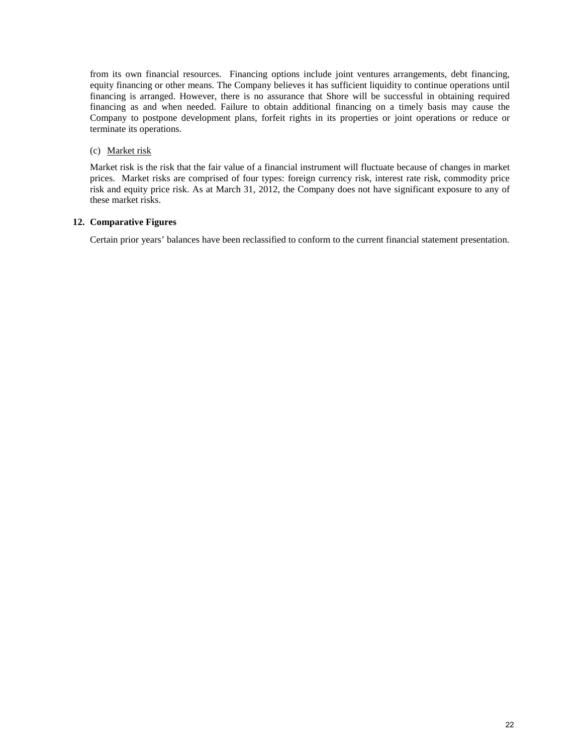from its own financial resources. Financing options include joint ventures arrangements, debt financing, equity financing or other means. The Company believes it has sufficient liquidity to continue operations until financing is arranged. However, there is no assurance that Shore will be successful in obtaining required financing as and when needed. Failure to obtain additional financing on a timely basis may cause the Company to postpone development plans, forfeit rights in its properties or joint operations or reduce or terminate its operations.

(c) Market risk

Market risk is the risk that the fair value of a financial instrument will fluctuate because of changes in market prices. Market risks are comprised of four types: foreign currency risk, interest rate risk, commodity price risk and equity price risk. As at March 31, 2012, the Company does not have significant exposure to any of these market risks.

## 12. Comparative Figures

Certain prior years' balances have been reclassified to conform to the current financial statement presentation.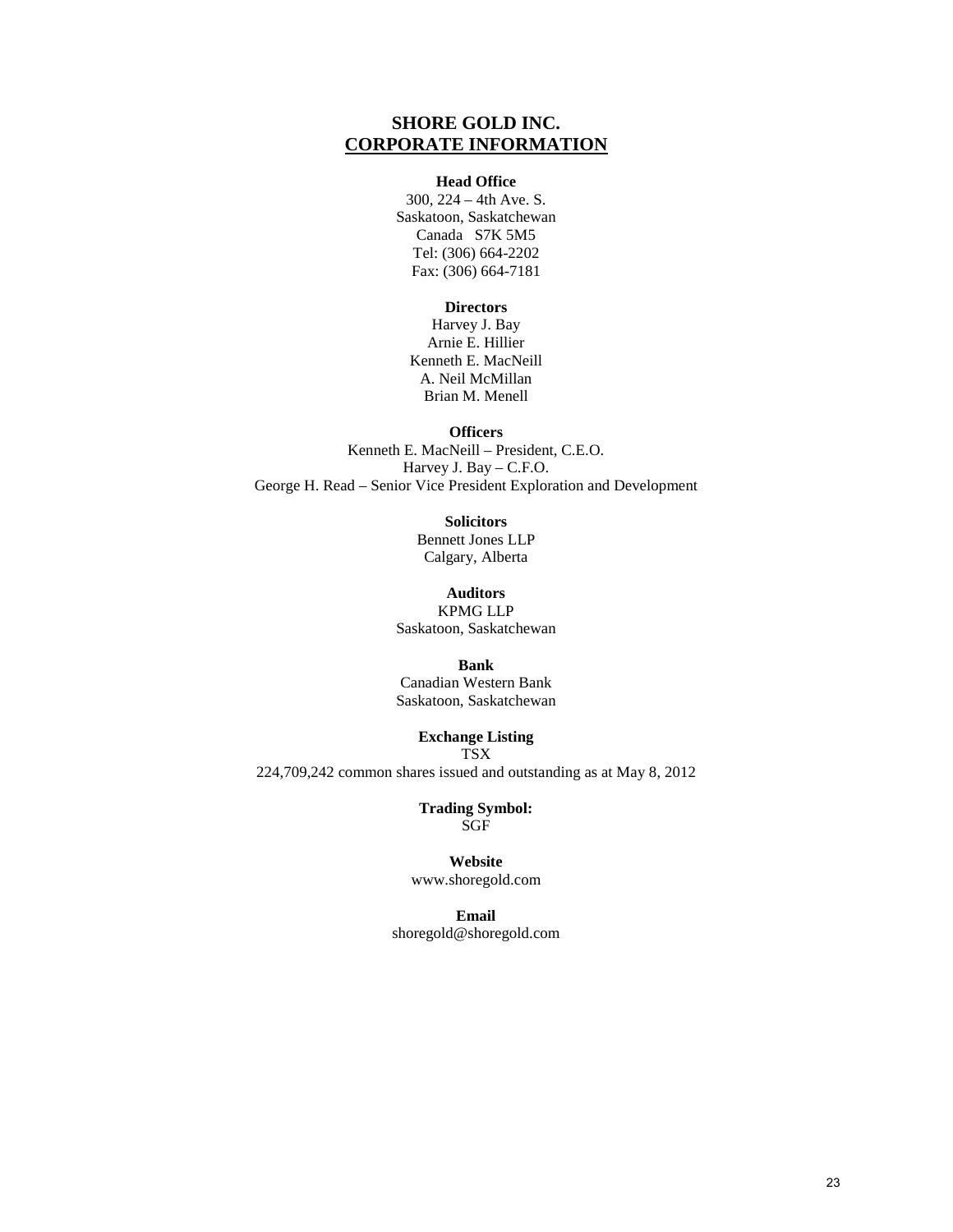# SHORE GOLD INC.
## CORPORATE INFORMATION

**Head Office**
300, 224 – 4th Ave. S.
Saskatoon, Saskatchewan
Canada S7K 5M5
Tel: (306) 664-2202
Fax: (306) 664-7181

**Directors**
Harvey J. Bay
Arnie E. Hillier
Kenneth E. MacNeill
A. Neil McMillan
Brian M. Menell

**Officers**
Kenneth E. MacNeill – President, C.E.O.
Harvey J. Bay – C.F.O.
George H. Read – Senior Vice President Exploration and Development

**Solicitors**
Bennett Jones LLP
Calgary, Alberta

**Auditors**
KPMG LLP
Saskatoon, Saskatchewan

**Bank**
Canadian Western Bank
Saskatoon, Saskatchewan

**Exchange Listing**
TSX
224,709,242 common shares issued and outstanding as at May 8, 2012

**Trading Symbol:**
SGF

**Website**
www.shoregold.com

**Email**
shoregold@shoregold.com